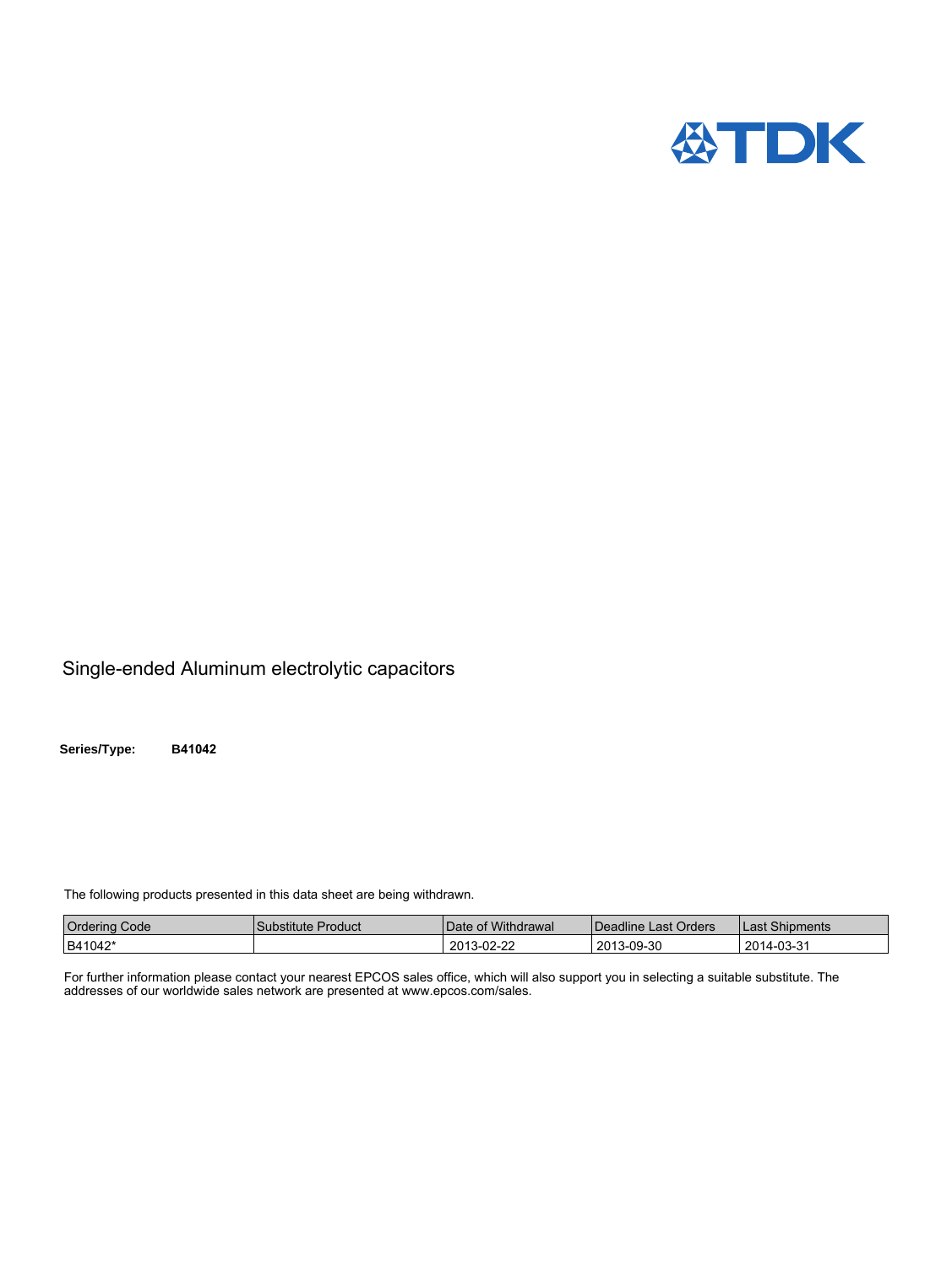Single-ended Aluminum electrolytic capacitors

**Series/Type: B41042**

The following products presented in this data sheet are being withdrawn.

| Ordering Code | Substitute Product | Date of Withdrawal | Deadline Last Orders | Last Shipments |
|---|---|---|---|---|
| B41042* | | 2013-02-22 | 2013-09-30 | 2014-03-31 |

For further information please contact your nearest EPCOS sales office, which will also support you in selecting a suitable substitute. The addresses of our worldwide sales network are presented at www.epcos.com/sales.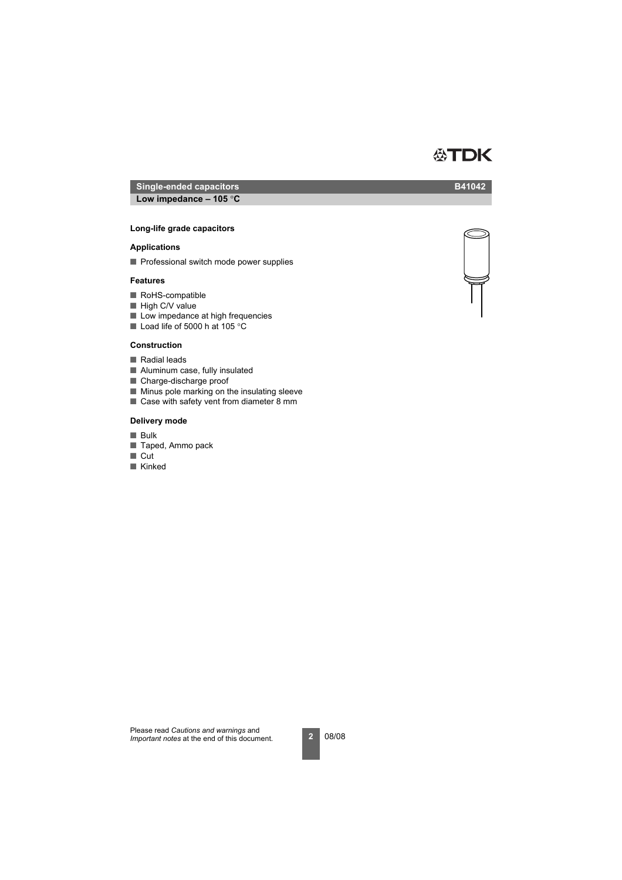# Single-ended capacitors

**B41042**

## Low impedance – 105 °C

### Long-life grade capacitors

### Applications

- Professional switch mode power supplies

### Features

- RoHS-compatible
- High C/V value
- Low impedance at high frequencies
- Load life of 5000 h at 105 °C

### Construction

- Radial leads
- Aluminum case, fully insulated
- Charge-discharge proof
- Minus pole marking on the insulating sleeve
- Case with safety vent from diameter 8 mm

### Delivery mode

- Bulk
- Taped, Ammo pack
- Cut
- Kinked

Please read *Cautions and warnings* and *Important notes* at the end of this document.

08/08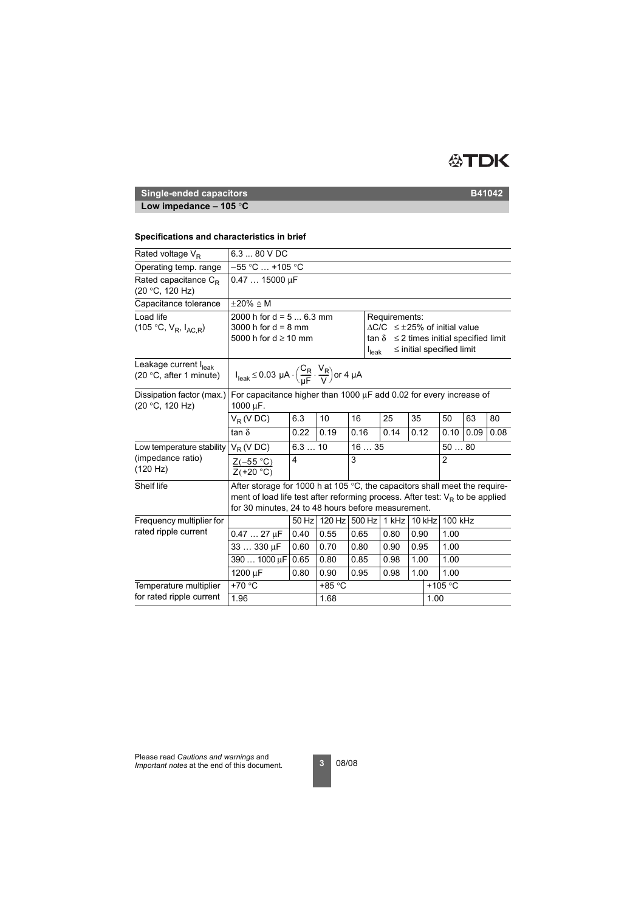**Single-ended capacitors** **B41042**

**Low impedance – 105 °C**

### Specifications and characteristics in brief

| | | | | | | | | | | | | |
|---|---|---|---|---|---|---|---|---|---|---|---|---|
| Rated voltage $V_R$ | 6.3 ... 80 V DC | | | | | | | | | | | |
| Operating temp. range | –55 °C … +105 °C | | | | | | | | | | | |
| Rated capacitance $C_R$ (20 °C, 120 Hz) | 0.47 … 15000 µF | | | | | | | | | | | |
| Capacitance tolerance | ±20% ≙ M | | | | | | | | | | | |
| Load life (105 °C, $V_R$, $I_{AC,R}$) | 2000 h for d = 5 ... 6.3 mm<br>3000 h for d = 8 mm<br>5000 h for d ≥ 10 mm | | | | Requirements:<br>ΔC/C ≤ ±25% of initial value<br>tan δ ≤ 2 times initial specified limit<br>$I_{leak}$ ≤ initial specified limit | | | | | | | |
| Leakage current $I_{leak}$ (20 °C, after 1 minute) | $I_{leak} \leq 0.03\ \mu A \cdot \left(\frac{C_R}{\mu F} \cdot \frac{V_R}{V}\right)$ or 4 µA | | | | | | | | | | | |
| Dissipation factor (max.) (20 °C, 120 Hz) | For capacitance higher than 1000 µF add 0.02 for every increase of 1000 µF. | | | | | | | | | | | |
| | $V_R$ (V DC) | 6.3 | 10 | 16 | 25 | 35 | 50 | 63 | 80 | | | |
| | tan δ | 0.22 | 0.19 | 0.16 | 0.14 | 0.12 | 0.10 | 0.09 | 0.08 | | | |
| Low temperature stability (impedance ratio) (120 Hz) | $V_R$ (V DC) | 6.3 … 10 | | 16 … 35 | | | 50 … 80 | | | | | |
| | $\frac{Z(-55\ °C)}{Z(+20\ °C)}$ | 4 | | 3 | | | 2 | | | | | |
| Shelf life | After storage for 1000 h at 105 °C, the capacitors shall meet the requirement of load life test after reforming process. After test: $V_R$ to be applied for 30 minutes, 24 to 48 hours before measurement. | | | | | | | | | | | |
| Frequency multiplier for rated ripple current | | 50 Hz | 120 Hz | 500 Hz | 1 kHz | 10 kHz | 100 kHz | | | | | |
| | 0.47 … 27 µF | 0.40 | 0.55 | 0.65 | 0.80 | 0.90 | 1.00 | | | | | |
| | 33 … 330 µF | 0.60 | 0.70 | 0.80 | 0.90 | 0.95 | 1.00 | | | | | |
| | 390 … 1000 µF | 0.65 | 0.80 | 0.85 | 0.98 | 1.00 | 1.00 | | | | | |
| | 1200 µF | 0.80 | 0.90 | 0.95 | 0.98 | 1.00 | 1.00 | | | | | |
| Temperature multiplier for rated ripple current | +70 °C | | +85 °C | | | | +105 °C | | | | | |
| | 1.96 | | 1.68 | | | | 1.00 | | | | | |

Please read *Cautions and warnings* and *Important notes* at the end of this document.

08/08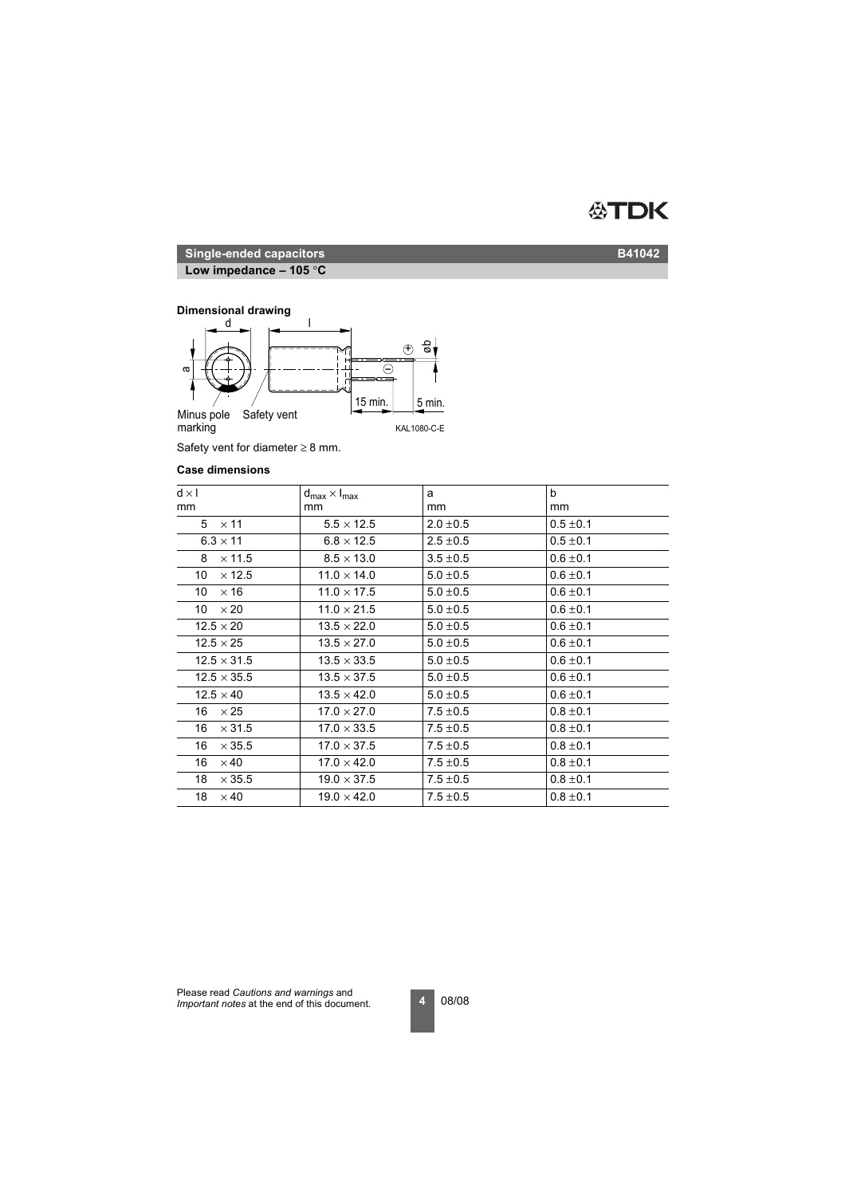## Single-ended capacitors

**Low impedance – 105 °C**

**B41042**

### Dimensional drawing

Safety vent for diameter ≥ 8 mm.

### Case dimensions

| d × l<br>mm | $d_{max}$ × $l_{max}$<br>mm | a<br>mm | b<br>mm |
|---|---|---|---|
| 5 × 11 | 5.5 × 12.5 | 2.0 ±0.5 | 0.5 ±0.1 |
| 6.3 × 11 | 6.8 × 12.5 | 2.5 ±0.5 | 0.5 ±0.1 |
| 8 × 11.5 | 8.5 × 13.0 | 3.5 ±0.5 | 0.6 ±0.1 |
| 10 × 12.5 | 11.0 × 14.0 | 5.0 ±0.5 | 0.6 ±0.1 |
| 10 × 16 | 11.0 × 17.5 | 5.0 ±0.5 | 0.6 ±0.1 |
| 10 × 20 | 11.0 × 21.5 | 5.0 ±0.5 | 0.6 ±0.1 |
| 12.5 × 20 | 13.5 × 22.0 | 5.0 ±0.5 | 0.6 ±0.1 |
| 12.5 × 25 | 13.5 × 27.0 | 5.0 ±0.5 | 0.6 ±0.1 |
| 12.5 × 31.5 | 13.5 × 33.5 | 5.0 ±0.5 | 0.6 ±0.1 |
| 12.5 × 35.5 | 13.5 × 37.5 | 5.0 ±0.5 | 0.6 ±0.1 |
| 12.5 × 40 | 13.5 × 42.0 | 5.0 ±0.5 | 0.6 ±0.1 |
| 16 × 25 | 17.0 × 27.0 | 7.5 ±0.5 | 0.8 ±0.1 |
| 16 × 31.5 | 17.0 × 33.5 | 7.5 ±0.5 | 0.8 ±0.1 |
| 16 × 35.5 | 17.0 × 37.5 | 7.5 ±0.5 | 0.8 ±0.1 |
| 16 × 40 | 17.0 × 42.0 | 7.5 ±0.5 | 0.8 ±0.1 |
| 18 × 35.5 | 19.0 × 37.5 | 7.5 ±0.5 | 0.8 ±0.1 |
| 18 × 40 | 19.0 × 42.0 | 7.5 ±0.5 | 0.8 ±0.1 |

Please read *Cautions and warnings* and *Important notes* at the end of this document.

08/08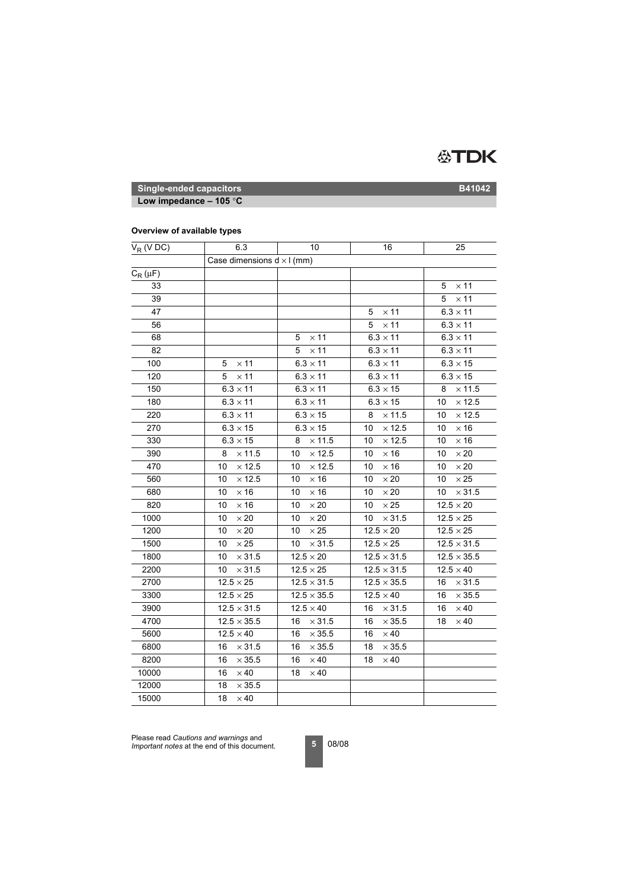**Single-ended capacitors** **B41042**

**Low impedance – 105 °C**

### Overview of available types

| $V_R$ (V DC) | 6.3 | 10 | 16 | 25 |
|---|---|---|---|---|
| | Case dimensions d × l (mm) | | | |
| $C_R$ (µF) | | | | |
| 33 | | | | 5 × 11 |
| 39 | | | | 5 × 11 |
| 47 | | | 5 × 11 | 6.3 × 11 |
| 56 | | | 5 × 11 | 6.3 × 11 |
| 68 | | 5 × 11 | 6.3 × 11 | 6.3 × 11 |
| 82 | | 5 × 11 | 6.3 × 11 | 6.3 × 11 |
| 100 | 5 × 11 | 6.3 × 11 | 6.3 × 11 | 6.3 × 15 |
| 120 | 5 × 11 | 6.3 × 11 | 6.3 × 11 | 6.3 × 15 |
| 150 | 6.3 × 11 | 6.3 × 11 | 6.3 × 15 | 8 × 11.5 |
| 180 | 6.3 × 11 | 6.3 × 11 | 6.3 × 15 | 10 × 12.5 |
| 220 | 6.3 × 11 | 6.3 × 15 | 8 × 11.5 | 10 × 12.5 |
| 270 | 6.3 × 15 | 6.3 × 15 | 10 × 12.5 | 10 × 16 |
| 330 | 6.3 × 15 | 8 × 11.5 | 10 × 12.5 | 10 × 16 |
| 390 | 8 × 11.5 | 10 × 12.5 | 10 × 16 | 10 × 20 |
| 470 | 10 × 12.5 | 10 × 12.5 | 10 × 16 | 10 × 20 |
| 560 | 10 × 12.5 | 10 × 16 | 10 × 20 | 10 × 25 |
| 680 | 10 × 16 | 10 × 16 | 10 × 20 | 10 × 31.5 |
| 820 | 10 × 16 | 10 × 20 | 10 × 25 | 12.5 × 20 |
| 1000 | 10 × 20 | 10 × 20 | 10 × 31.5 | 12.5 × 25 |
| 1200 | 10 × 20 | 10 × 25 | 12.5 × 20 | 12.5 × 25 |
| 1500 | 10 × 25 | 10 × 31.5 | 12.5 × 25 | 12.5 × 31.5 |
| 1800 | 10 × 31.5 | 12.5 × 20 | 12.5 × 31.5 | 12.5 × 35.5 |
| 2200 | 10 × 31.5 | 12.5 × 25 | 12.5 × 31.5 | 12.5 × 40 |
| 2700 | 12.5 × 25 | 12.5 × 31.5 | 12.5 × 35.5 | 16 × 31.5 |
| 3300 | 12.5 × 25 | 12.5 × 35.5 | 12.5 × 40 | 16 × 35.5 |
| 3900 | 12.5 × 31.5 | 12.5 × 40 | 16 × 31.5 | 16 × 40 |
| 4700 | 12.5 × 35.5 | 16 × 31.5 | 16 × 35.5 | 18 × 40 |
| 5600 | 12.5 × 40 | 16 × 35.5 | 16 × 40 | |
| 6800 | 16 × 31.5 | 16 × 35.5 | 18 × 35.5 | |
| 8200 | 16 × 35.5 | 16 × 40 | 18 × 40 | |
| 10000 | 16 × 40 | 18 × 40 | | |
| 12000 | 18 × 35.5 | | | |
| 15000 | 18 × 40 | | | |

Please read *Cautions and warnings* and *Important notes* at the end of this document.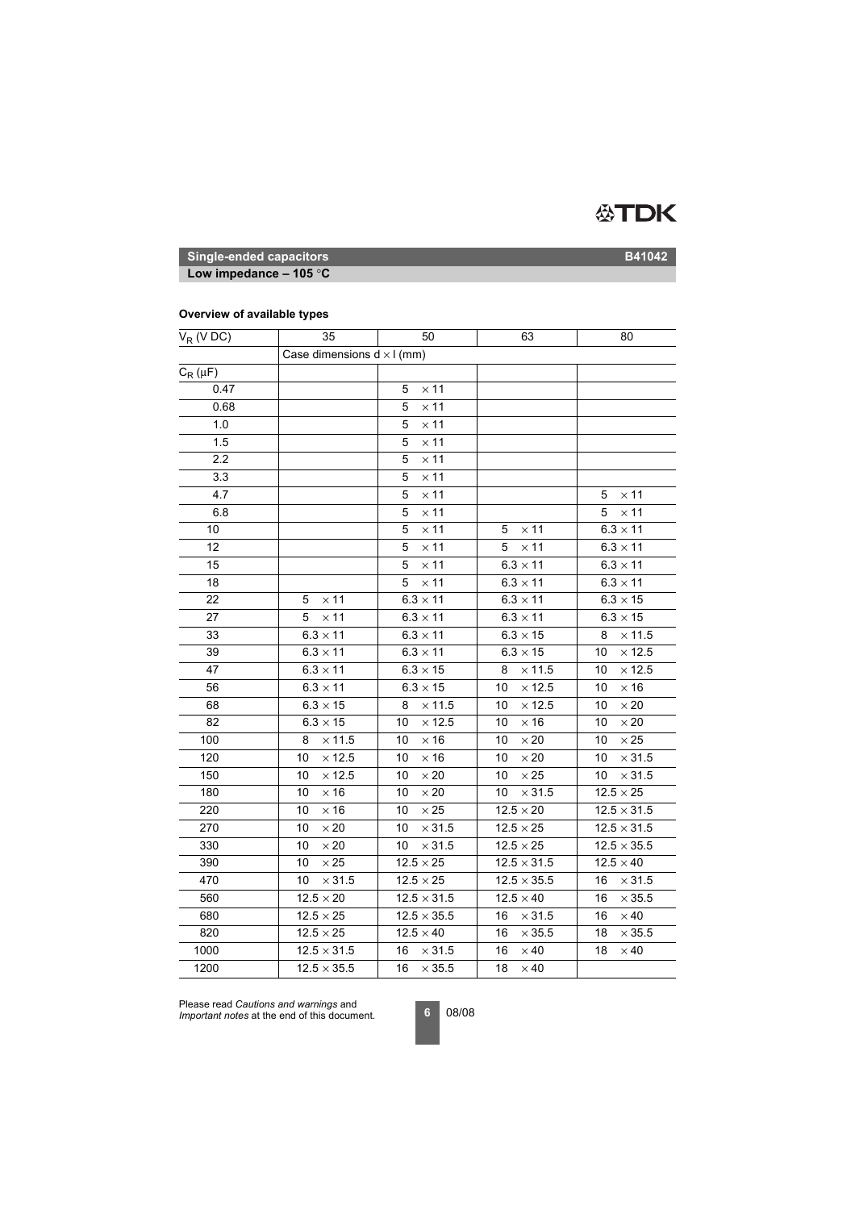## Single-ended capacitors B41042

### Low impedance – 105 °C

**Overview of available types**

| $V_R$ (V DC) | 35 | 50 | 63 | 80 |
|---|---|---|---|---|
| | Case dimensions d × l (mm) | | | |
| $C_R$ (µF) | | | | |
| 0.47 | | 5 × 11 | | |
| 0.68 | | 5 × 11 | | |
| 1.0 | | 5 × 11 | | |
| 1.5 | | 5 × 11 | | |
| 2.2 | | 5 × 11 | | |
| 3.3 | | 5 × 11 | | |
| 4.7 | | 5 × 11 | | 5 × 11 |
| 6.8 | | 5 × 11 | | 5 × 11 |
| 10 | | 5 × 11 | 5 × 11 | 6.3 × 11 |
| 12 | | 5 × 11 | 5 × 11 | 6.3 × 11 |
| 15 | | 5 × 11 | 6.3 × 11 | 6.3 × 11 |
| 18 | | 5 × 11 | 6.3 × 11 | 6.3 × 11 |
| 22 | 5 × 11 | 6.3 × 11 | 6.3 × 11 | 6.3 × 15 |
| 27 | 5 × 11 | 6.3 × 11 | 6.3 × 11 | 6.3 × 15 |
| 33 | 6.3 × 11 | 6.3 × 11 | 6.3 × 15 | 8 × 11.5 |
| 39 | 6.3 × 11 | 6.3 × 11 | 6.3 × 15 | 10 × 12.5 |
| 47 | 6.3 × 11 | 6.3 × 15 | 8 × 11.5 | 10 × 12.5 |
| 56 | 6.3 × 11 | 6.3 × 15 | 10 × 12.5 | 10 × 16 |
| 68 | 6.3 × 15 | 8 × 11.5 | 10 × 12.5 | 10 × 20 |
| 82 | 6.3 × 15 | 10 × 12.5 | 10 × 16 | 10 × 20 |
| 100 | 8 × 11.5 | 10 × 16 | 10 × 20 | 10 × 25 |
| 120 | 10 × 12.5 | 10 × 16 | 10 × 20 | 10 × 31.5 |
| 150 | 10 × 12.5 | 10 × 20 | 10 × 25 | 10 × 31.5 |
| 180 | 10 × 16 | 10 × 20 | 10 × 31.5 | 12.5 × 25 |
| 220 | 10 × 16 | 10 × 25 | 12.5 × 20 | 12.5 × 31.5 |
| 270 | 10 × 20 | 10 × 31.5 | 12.5 × 25 | 12.5 × 31.5 |
| 330 | 10 × 20 | 10 × 31.5 | 12.5 × 25 | 12.5 × 35.5 |
| 390 | 10 × 25 | 12.5 × 25 | 12.5 × 31.5 | 12.5 × 40 |
| 470 | 10 × 31.5 | 12.5 × 25 | 12.5 × 35.5 | 16 × 31.5 |
| 560 | 12.5 × 20 | 12.5 × 31.5 | 12.5 × 40 | 16 × 35.5 |
| 680 | 12.5 × 25 | 12.5 × 35.5 | 16 × 31.5 | 16 × 40 |
| 820 | 12.5 × 25 | 12.5 × 40 | 16 × 35.5 | 18 × 35.5 |
| 1000 | 12.5 × 31.5 | 16 × 31.5 | 16 × 40 | 18 × 40 |
| 1200 | 12.5 × 35.5 | 16 × 35.5 | 18 × 40 | |

Please read *Cautions and warnings* and *Important notes* at the end of this document.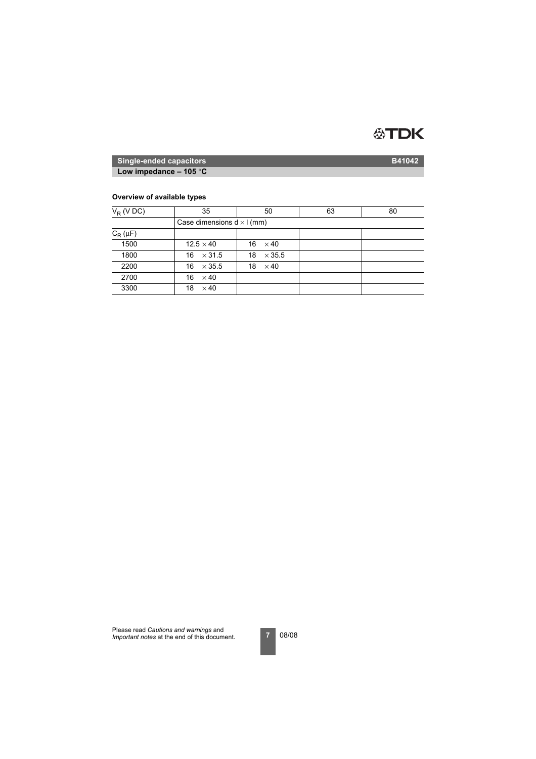**Single-ended capacitors** **B41042**

**Low impedance – 105 °C**

### Overview of available types

| $V_R$ (V DC) | 35 | 50 | 63 | 80 |
|---|---|---|---|---|
| | Case dimensions d × l (mm) | | | |
| $C_R$ (µF) | | | | |
| 1500 | 12.5 × 40 | 16 × 40 | | |
| 1800 | 16 × 31.5 | 18 × 35.5 | | |
| 2200 | 16 × 35.5 | 18 × 40 | | |
| 2700 | 16 × 40 | | | |
| 3300 | 18 × 40 | | | |

Please read *Cautions and warnings* and *Important notes* at the end of this document.

08/08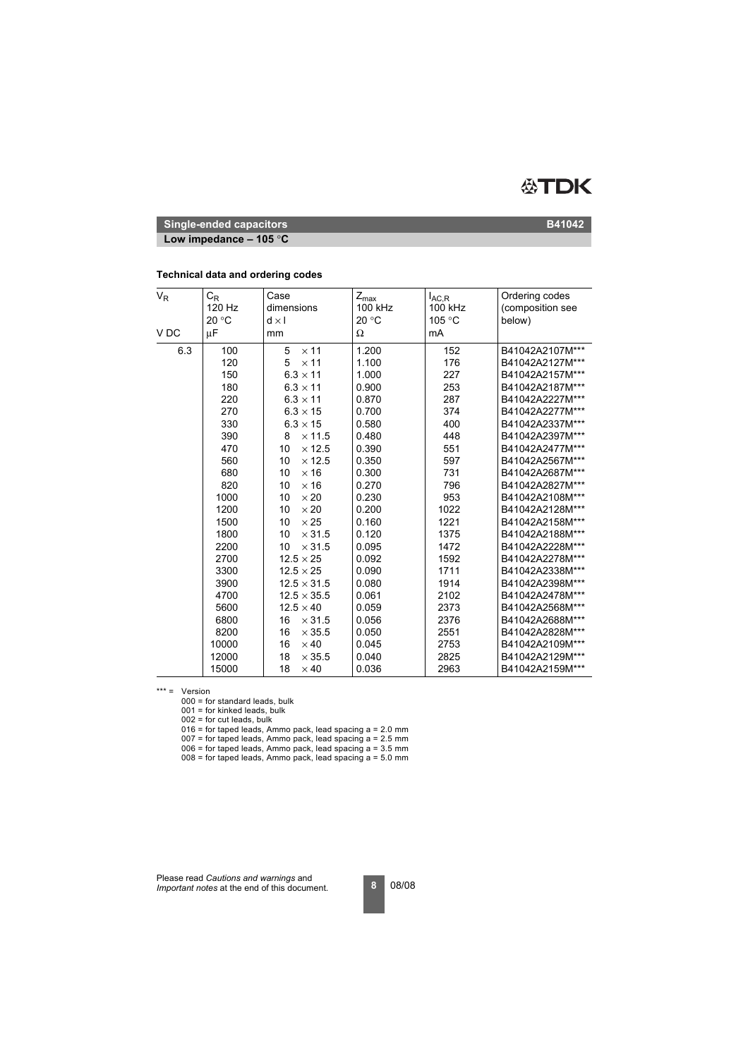**Single-ended capacitors** **B41042**

**Low impedance – 105 °C**

### Technical data and ordering codes

| $V_R$ | $C_R$ 120 Hz 20 °C | Case dimensions $d \times l$ | $Z_{max}$ 100 kHz 20 °C | $I_{AC,R}$ 100 kHz 105 °C | Ordering codes (composition see below) |
|---|---|---|---|---|---|
| V DC | µF | mm | Ω | mA | |
| 6.3 | 100 | 5 × 11 | 1.200 | 152 | B41042A2107M*** |
| | 120 | 5 × 11 | 1.100 | 176 | B41042A2127M*** |
| | 150 | 6.3 × 11 | 1.000 | 227 | B41042A2157M*** |
| | 180 | 6.3 × 11 | 0.900 | 253 | B41042A2187M*** |
| | 220 | 6.3 × 11 | 0.870 | 287 | B41042A2227M*** |
| | 270 | 6.3 × 15 | 0.700 | 374 | B41042A2277M*** |
| | 330 | 6.3 × 15 | 0.580 | 400 | B41042A2337M*** |
| | 390 | 8 × 11.5 | 0.480 | 448 | B41042A2397M*** |
| | 470 | 10 × 12.5 | 0.390 | 551 | B41042A2477M*** |
| | 560 | 10 × 12.5 | 0.350 | 597 | B41042A2567M*** |
| | 680 | 10 × 16 | 0.300 | 731 | B41042A2687M*** |
| | 820 | 10 × 16 | 0.270 | 796 | B41042A2827M*** |
| | 1000 | 10 × 20 | 0.230 | 953 | B41042A2108M*** |
| | 1200 | 10 × 20 | 0.200 | 1022 | B41042A2128M*** |
| | 1500 | 10 × 25 | 0.160 | 1221 | B41042A2158M*** |
| | 1800 | 10 × 31.5 | 0.120 | 1375 | B41042A2188M*** |
| | 2200 | 10 × 31.5 | 0.095 | 1472 | B41042A2228M*** |
| | 2700 | 12.5 × 25 | 0.092 | 1592 | B41042A2278M*** |
| | 3300 | 12.5 × 25 | 0.090 | 1711 | B41042A2338M*** |
| | 3900 | 12.5 × 31.5 | 0.080 | 1914 | B41042A2398M*** |
| | 4700 | 12.5 × 35.5 | 0.061 | 2102 | B41042A2478M*** |
| | 5600 | 12.5 × 40 | 0.059 | 2373 | B41042A2568M*** |
| | 6800 | 16 × 31.5 | 0.056 | 2376 | B41042A2688M*** |
| | 8200 | 16 × 35.5 | 0.050 | 2551 | B41042A2828M*** |
| | 10000 | 16 × 40 | 0.045 | 2753 | B41042A2109M*** |
| | 12000 | 18 × 35.5 | 0.040 | 2825 | B41042A2129M*** |
| | 15000 | 18 × 40 | 0.036 | 2963 | B41042A2159M*** |

*** = Version

000 = for standard leads, bulk
001 = for kinked leads, bulk
002 = for cut leads, bulk
016 = for taped leads, Ammo pack, lead spacing a = 2.0 mm
007 = for taped leads, Ammo pack, lead spacing a = 2.5 mm
006 = for taped leads, Ammo pack, lead spacing a = 3.5 mm
008 = for taped leads, Ammo pack, lead spacing a = 5.0 mm

Please read *Cautions and warnings* and *Important notes* at the end of this document.

08/08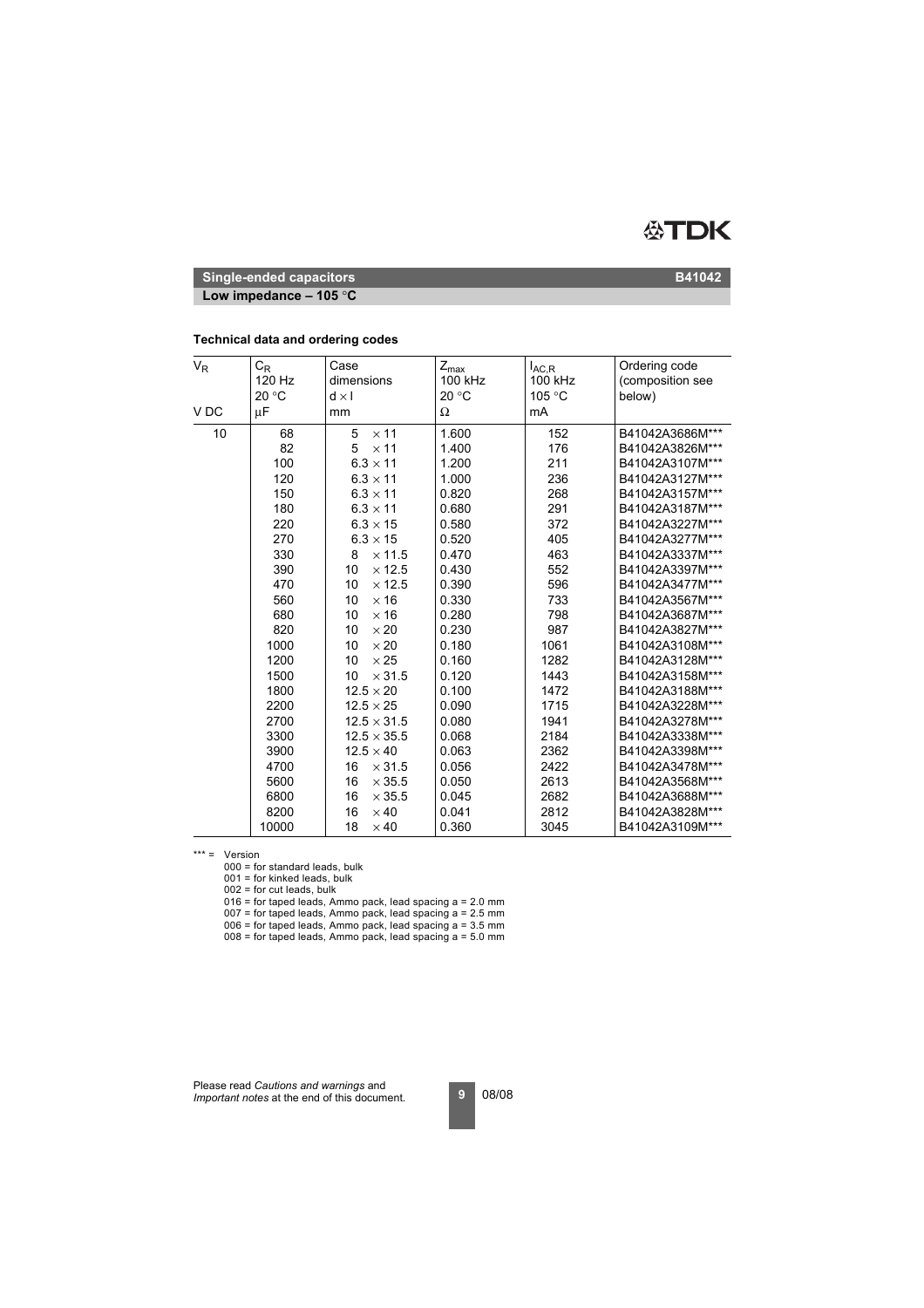**Single-ended capacitors** **B41042**

**Low impedance – 105 °C**

**Technical data and ordering codes**

| $V_R$<br><br><br>V DC | $C_R$<br>120 Hz<br>20 °C<br>µF | Case dimensions<br>d × l<br>mm | $Z_{max}$<br>100 kHz<br>20 °C<br>Ω | $I_{AC,R}$<br>100 kHz<br>105 °C<br>mA | Ordering code<br>(composition see below) |
|---|---|---|---|---|---|
| 10 | 68 | 5 × 11 | 1.600 | 152 | B41042A3686M*** |
| | 82 | 5 × 11 | 1.400 | 176 | B41042A3826M*** |
| | 100 | 6.3 × 11 | 1.200 | 211 | B41042A3107M*** |
| | 120 | 6.3 × 11 | 1.000 | 236 | B41042A3127M*** |
| | 150 | 6.3 × 11 | 0.820 | 268 | B41042A3157M*** |
| | 180 | 6.3 × 11 | 0.680 | 291 | B41042A3187M*** |
| | 220 | 6.3 × 15 | 0.580 | 372 | B41042A3227M*** |
| | 270 | 6.3 × 15 | 0.520 | 405 | B41042A3277M*** |
| | 330 | 8 × 11.5 | 0.470 | 463 | B41042A3337M*** |
| | 390 | 10 × 12.5 | 0.430 | 552 | B41042A3397M*** |
| | 470 | 10 × 12.5 | 0.390 | 596 | B41042A3477M*** |
| | 560 | 10 × 16 | 0.330 | 733 | B41042A3567M*** |
| | 680 | 10 × 16 | 0.280 | 798 | B41042A3687M*** |
| | 820 | 10 × 20 | 0.230 | 987 | B41042A3827M*** |
| | 1000 | 10 × 20 | 0.180 | 1061 | B41042A3108M*** |
| | 1200 | 10 × 25 | 0.160 | 1282 | B41042A3128M*** |
| | 1500 | 10 × 31.5 | 0.120 | 1443 | B41042A3158M*** |
| | 1800 | 12.5 × 20 | 0.100 | 1472 | B41042A3188M*** |
| | 2200 | 12.5 × 25 | 0.090 | 1715 | B41042A3228M*** |
| | 2700 | 12.5 × 31.5 | 0.080 | 1941 | B41042A3278M*** |
| | 3300 | 12.5 × 35.5 | 0.068 | 2184 | B41042A3338M*** |
| | 3900 | 12.5 × 40 | 0.063 | 2362 | B41042A3398M*** |
| | 4700 | 16 × 31.5 | 0.056 | 2422 | B41042A3478M*** |
| | 5600 | 16 × 35.5 | 0.050 | 2613 | B41042A3568M*** |
| | 6800 | 16 × 35.5 | 0.045 | 2682 | B41042A3688M*** |
| | 8200 | 16 × 40 | 0.041 | 2812 | B41042A3828M*** |
| | 10000 | 18 × 40 | 0.360 | 3045 | B41042A3109M*** |

*** = Version

000 = for standard leads, bulk
001 = for kinked leads, bulk
002 = for cut leads, bulk
016 = for taped leads, Ammo pack, lead spacing a = 2.0 mm
007 = for taped leads, Ammo pack, lead spacing a = 2.5 mm
006 = for taped leads, Ammo pack, lead spacing a = 3.5 mm
008 = for taped leads, Ammo pack, lead spacing a = 5.0 mm

Please read *Cautions and warnings* and *Important notes* at the end of this document.

08/08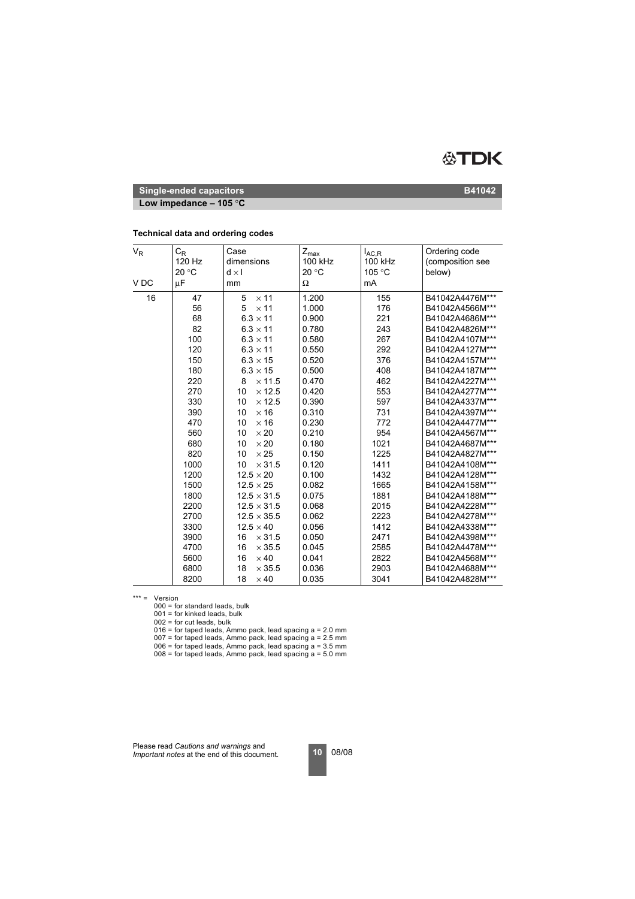**Single-ended capacitors** **B41042**

**Low impedance – 105 °C**

**Technical data and ordering codes**

| $V_R$<br><br><br>V DC | $C_R$<br>120 Hz<br>20 °C<br>µF | Case dimensions<br>d × l<br>mm | $Z_{max}$<br>100 kHz<br>20 °C<br>Ω | $I_{AC,R}$<br>100 kHz<br>105 °C<br>mA | Ordering code (composition see below) |
|---|---|---|---|---|---|
| 16 | 47 | 5 × 11 | 1.200 | 155 | B41042A4476M*** |
| | 56 | 5 × 11 | 1.000 | 176 | B41042A4566M*** |
| | 68 | 6.3 × 11 | 0.900 | 221 | B41042A4686M*** |
| | 82 | 6.3 × 11 | 0.780 | 243 | B41042A4826M*** |
| | 100 | 6.3 × 11 | 0.580 | 267 | B41042A4107M*** |
| | 120 | 6.3 × 11 | 0.550 | 292 | B41042A4127M*** |
| | 150 | 6.3 × 15 | 0.520 | 376 | B41042A4157M*** |
| | 180 | 6.3 × 15 | 0.500 | 408 | B41042A4187M*** |
| | 220 | 8 × 11.5 | 0.470 | 462 | B41042A4227M*** |
| | 270 | 10 × 12.5 | 0.420 | 553 | B41042A4277M*** |
| | 330 | 10 × 12.5 | 0.390 | 597 | B41042A4337M*** |
| | 390 | 10 × 16 | 0.310 | 731 | B41042A4397M*** |
| | 470 | 10 × 16 | 0.230 | 772 | B41042A4477M*** |
| | 560 | 10 × 20 | 0.210 | 954 | B41042A4567M*** |
| | 680 | 10 × 20 | 0.180 | 1021 | B41042A4687M*** |
| | 820 | 10 × 25 | 0.150 | 1225 | B41042A4827M*** |
| | 1000 | 10 × 31.5 | 0.120 | 1411 | B41042A4108M*** |
| | 1200 | 12.5 × 20 | 0.100 | 1432 | B41042A4128M*** |
| | 1500 | 12.5 × 25 | 0.082 | 1665 | B41042A4158M*** |
| | 1800 | 12.5 × 31.5 | 0.075 | 1881 | B41042A4188M*** |
| | 2200 | 12.5 × 31.5 | 0.068 | 2015 | B41042A4228M*** |
| | 2700 | 12.5 × 35.5 | 0.062 | 2223 | B41042A4278M*** |
| | 3300 | 12.5 × 40 | 0.056 | 1412 | B41042A4338M*** |
| | 3900 | 16 × 31.5 | 0.050 | 2471 | B41042A4398M*** |
| | 4700 | 16 × 35.5 | 0.045 | 2585 | B41042A4478M*** |
| | 5600 | 16 × 40 | 0.041 | 2822 | B41042A4568M*** |
| | 6800 | 18 × 35.5 | 0.036 | 2903 | B41042A4688M*** |
| | 8200 | 18 × 40 | 0.035 | 3041 | B41042A4828M*** |

*** = Version
000 = for standard leads, bulk
001 = for kinked leads, bulk
002 = for cut leads, bulk
016 = for taped leads, Ammo pack, lead spacing a = 2.0 mm
007 = for taped leads, Ammo pack, lead spacing a = 2.5 mm
006 = for taped leads, Ammo pack, lead spacing a = 3.5 mm
008 = for taped leads, Ammo pack, lead spacing a = 5.0 mm

Please read *Cautions and warnings* and *Important notes* at the end of this document.

08/08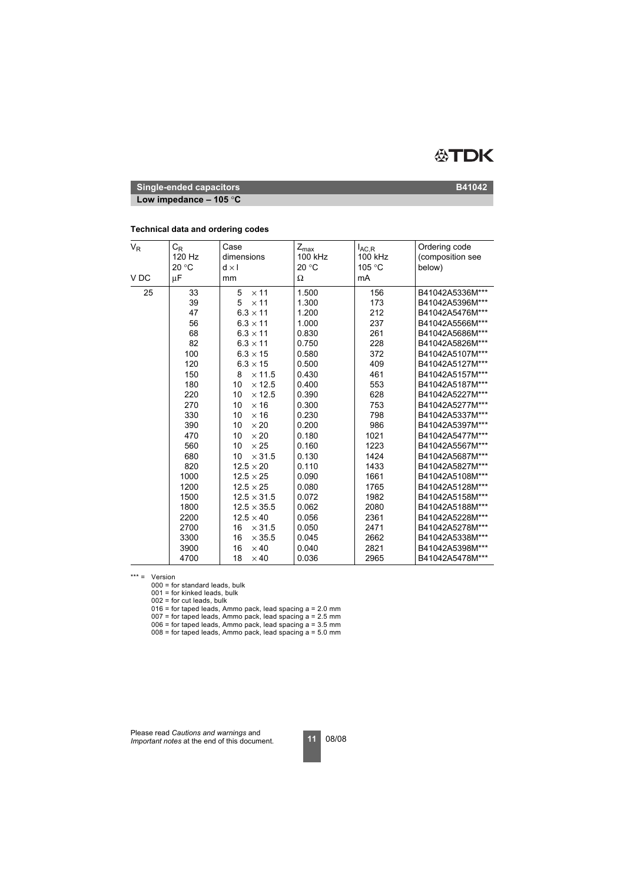**Single-ended capacitors** **B41042**

**Low impedance – 105 °C**

### Technical data and ordering codes

| $V_R$<br><br>V DC | $C_R$<br>120 Hz<br>20 °C<br>µF | Case dimensions<br>d × l<br>mm | $Z_{max}$<br>100 kHz<br>20 °C<br>Ω | $I_{AC,R}$<br>100 kHz<br>105 °C<br>mA | Ordering code (composition see below) |
|---|---|---|---|---|---|
| 25 | 33 | 5 × 11 | 1.500 | 156 | B41042A5336M*** |
| | 39 | 5 × 11 | 1.300 | 173 | B41042A5396M*** |
| | 47 | 6.3 × 11 | 1.200 | 212 | B41042A5476M*** |
| | 56 | 6.3 × 11 | 1.000 | 237 | B41042A5566M*** |
| | 68 | 6.3 × 11 | 0.830 | 261 | B41042A5686M*** |
| | 82 | 6.3 × 11 | 0.750 | 228 | B41042A5826M*** |
| | 100 | 6.3 × 15 | 0.580 | 372 | B41042A5107M*** |
| | 120 | 6.3 × 15 | 0.500 | 409 | B41042A5127M*** |
| | 150 | 8 × 11.5 | 0.430 | 461 | B41042A5157M*** |
| | 180 | 10 × 12.5 | 0.400 | 553 | B41042A5187M*** |
| | 220 | 10 × 12.5 | 0.390 | 628 | B41042A5227M*** |
| | 270 | 10 × 16 | 0.300 | 753 | B41042A5277M*** |
| | 330 | 10 × 16 | 0.230 | 798 | B41042A5337M*** |
| | 390 | 10 × 20 | 0.200 | 986 | B41042A5397M*** |
| | 470 | 10 × 20 | 0.180 | 1021 | B41042A5477M*** |
| | 560 | 10 × 25 | 0.160 | 1223 | B41042A5567M*** |
| | 680 | 10 × 31.5 | 0.130 | 1424 | B41042A5687M*** |
| | 820 | 12.5 × 20 | 0.110 | 1433 | B41042A5827M*** |
| | 1000 | 12.5 × 25 | 0.090 | 1661 | B41042A5108M*** |
| | 1200 | 12.5 × 25 | 0.080 | 1765 | B41042A5128M*** |
| | 1500 | 12.5 × 31.5 | 0.072 | 1982 | B41042A5158M*** |
| | 1800 | 12.5 × 35.5 | 0.062 | 2080 | B41042A5188M*** |
| | 2200 | 12.5 × 40 | 0.056 | 2361 | B41042A5228M*** |
| | 2700 | 16 × 31.5 | 0.050 | 2471 | B41042A5278M*** |
| | 3300 | 16 × 35.5 | 0.045 | 2662 | B41042A5338M*** |
| | 3900 | 16 × 40 | 0.040 | 2821 | B41042A5398M*** |
| | 4700 | 18 × 40 | 0.036 | 2965 | B41042A5478M*** |

*** = Version

000 = for standard leads, bulk
001 = for kinked leads, bulk
002 = for cut leads, bulk
016 = for taped leads, Ammo pack, lead spacing a = 2.0 mm
007 = for taped leads, Ammo pack, lead spacing a = 2.5 mm
006 = for taped leads, Ammo pack, lead spacing a = 3.5 mm
008 = for taped leads, Ammo pack, lead spacing a = 5.0 mm

Please read *Cautions and warnings* and *Important notes* at the end of this document.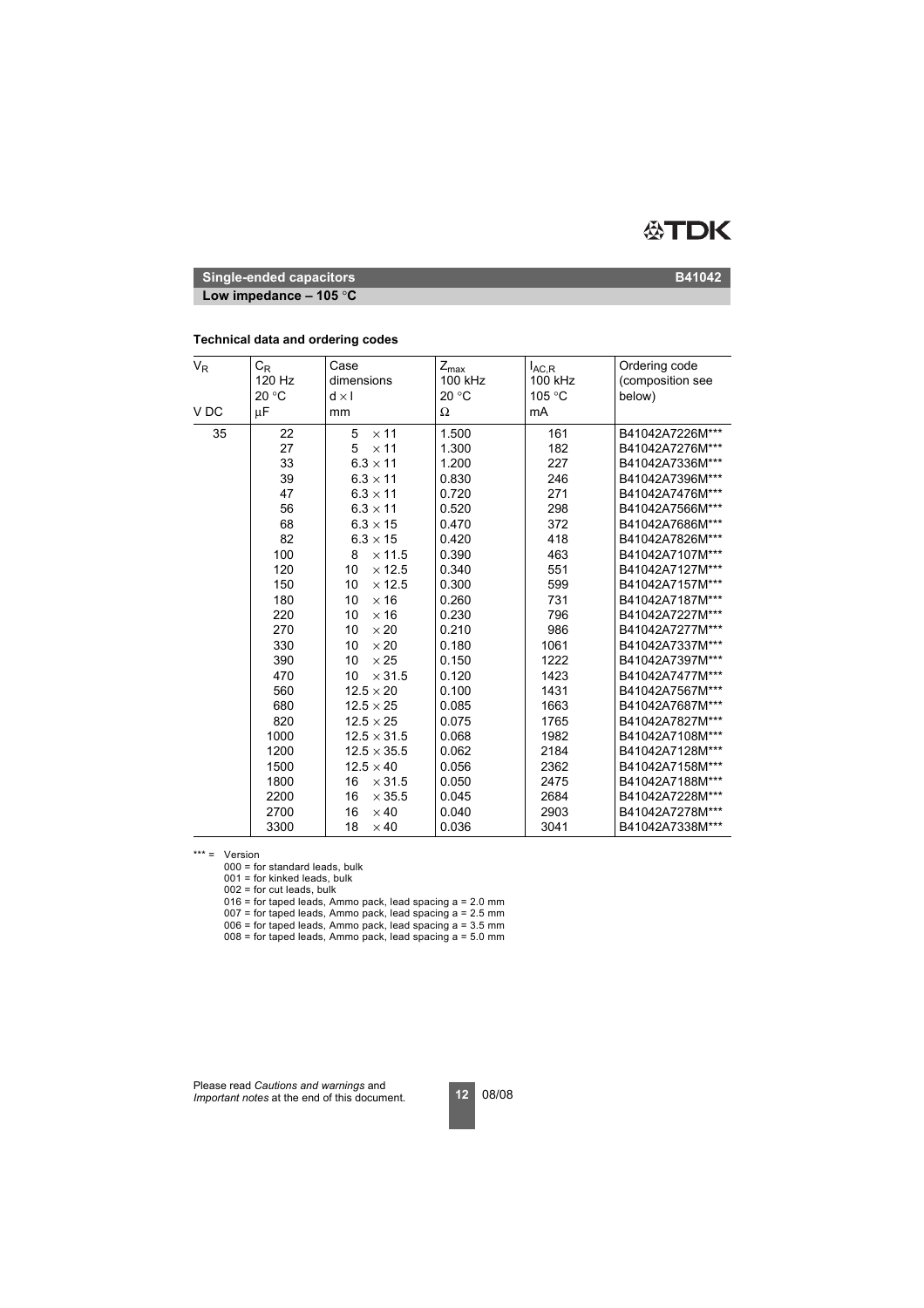## Single-ended capacitors — B41042

### Low impedance – 105 °C

#### Technical data and ordering codes

| $V_R$<br>V DC | $C_R$<br>120 Hz<br>20 °C<br>µF | Case dimensions<br>d × l<br>mm | $Z_{max}$<br>100 kHz<br>20 °C<br>Ω | $I_{AC,R}$<br>100 kHz<br>105 °C<br>mA | Ordering code<br>(composition see below) |
|---|---|---|---|---|---|
| 35 | 22 | 5 × 11 | 1.500 | 161 | B41042A7226M*** |
| | 27 | 5 × 11 | 1.300 | 182 | B41042A7276M*** |
| | 33 | 6.3 × 11 | 1.200 | 227 | B41042A7336M*** |
| | 39 | 6.3 × 11 | 0.830 | 246 | B41042A7396M*** |
| | 47 | 6.3 × 11 | 0.720 | 271 | B41042A7476M*** |
| | 56 | 6.3 × 11 | 0.520 | 298 | B41042A7566M*** |
| | 68 | 6.3 × 15 | 0.470 | 372 | B41042A7686M*** |
| | 82 | 6.3 × 15 | 0.420 | 418 | B41042A7826M*** |
| | 100 | 8 × 11.5 | 0.390 | 463 | B41042A7107M*** |
| | 120 | 10 × 12.5 | 0.340 | 551 | B41042A7127M*** |
| | 150 | 10 × 12.5 | 0.300 | 599 | B41042A7157M*** |
| | 180 | 10 × 16 | 0.260 | 731 | B41042A7187M*** |
| | 220 | 10 × 16 | 0.230 | 796 | B41042A7227M*** |
| | 270 | 10 × 20 | 0.210 | 986 | B41042A7277M*** |
| | 330 | 10 × 20 | 0.180 | 1061 | B41042A7337M*** |
| | 390 | 10 × 25 | 0.150 | 1222 | B41042A7397M*** |
| | 470 | 10 × 31.5 | 0.120 | 1423 | B41042A7477M*** |
| | 560 | 12.5 × 20 | 0.100 | 1431 | B41042A7567M*** |
| | 680 | 12.5 × 25 | 0.085 | 1663 | B41042A7687M*** |
| | 820 | 12.5 × 25 | 0.075 | 1765 | B41042A7827M*** |
| | 1000 | 12.5 × 31.5 | 0.068 | 1982 | B41042A7108M*** |
| | 1200 | 12.5 × 35.5 | 0.062 | 2184 | B41042A7128M*** |
| | 1500 | 12.5 × 40 | 0.056 | 2362 | B41042A7158M*** |
| | 1800 | 16 × 31.5 | 0.050 | 2475 | B41042A7188M*** |
| | 2200 | 16 × 35.5 | 0.045 | 2684 | B41042A7228M*** |
| | 2700 | 16 × 40 | 0.040 | 2903 | B41042A7278M*** |
| | 3300 | 18 × 40 | 0.036 | 3041 | B41042A7338M*** |

*** = Version
- 000 = for standard leads, bulk
- 001 = for kinked leads, bulk
- 002 = for cut leads, bulk
- 016 = for taped leads, Ammo pack, lead spacing a = 2.0 mm
- 007 = for taped leads, Ammo pack, lead spacing a = 2.5 mm
- 006 = for taped leads, Ammo pack, lead spacing a = 3.5 mm
- 008 = for taped leads, Ammo pack, lead spacing a = 5.0 mm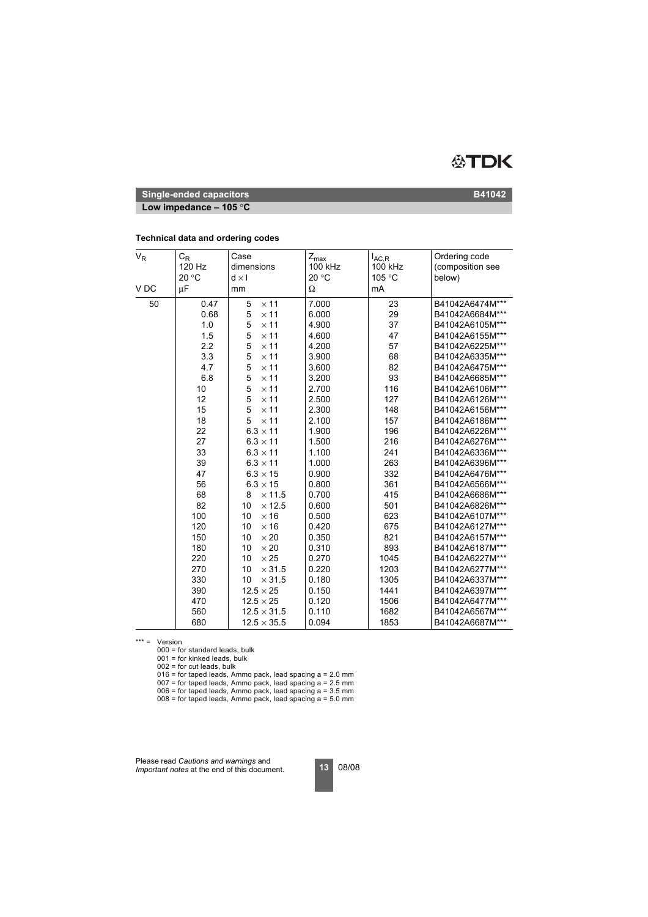## Single-ended capacitors — B41042

### Low impedance – 105 °C

**Technical data and ordering codes**

| $V_R$ | $C_R$ 120 Hz 20 °C | Case dimensions $d \times l$ | $Z_{max}$ 100 kHz 20 °C | $I_{AC,R}$ 100 kHz 105 °C | Ordering code (composition see below) |
|---|---|---|---|---|---|
| V DC | µF | mm | Ω | mA | |
| 50 | 0.47 | 5 × 11 | 7.000 | 23 | B41042A6474M*** |
| | 0.68 | 5 × 11 | 6.000 | 29 | B41042A6684M*** |
| | 1.0 | 5 × 11 | 4.900 | 37 | B41042A6105M*** |
| | 1.5 | 5 × 11 | 4.600 | 47 | B41042A6155M*** |
| | 2.2 | 5 × 11 | 4.200 | 57 | B41042A6225M*** |
| | 3.3 | 5 × 11 | 3.900 | 68 | B41042A6335M*** |
| | 4.7 | 5 × 11 | 3.600 | 82 | B41042A6475M*** |
| | 6.8 | 5 × 11 | 3.200 | 93 | B41042A6685M*** |
| | 10 | 5 × 11 | 2.700 | 116 | B41042A6106M*** |
| | 12 | 5 × 11 | 2.500 | 127 | B41042A6126M*** |
| | 15 | 5 × 11 | 2.300 | 148 | B41042A6156M*** |
| | 18 | 5 × 11 | 2.100 | 157 | B41042A6186M*** |
| | 22 | 6.3 × 11 | 1.900 | 196 | B41042A6226M*** |
| | 27 | 6.3 × 11 | 1.500 | 216 | B41042A6276M*** |
| | 33 | 6.3 × 11 | 1.100 | 241 | B41042A6336M*** |
| | 39 | 6.3 × 11 | 1.000 | 263 | B41042A6396M*** |
| | 47 | 6.3 × 15 | 0.900 | 332 | B41042A6476M*** |
| | 56 | 6.3 × 15 | 0.800 | 361 | B41042A6566M*** |
| | 68 | 8 × 11.5 | 0.700 | 415 | B41042A6686M*** |
| | 82 | 10 × 12.5 | 0.600 | 501 | B41042A6826M*** |
| | 100 | 10 × 16 | 0.500 | 623 | B41042A6107M*** |
| | 120 | 10 × 16 | 0.420 | 675 | B41042A6127M*** |
| | 150 | 10 × 20 | 0.350 | 821 | B41042A6157M*** |
| | 180 | 10 × 20 | 0.310 | 893 | B41042A6187M*** |
| | 220 | 10 × 25 | 0.270 | 1045 | B41042A6227M*** |
| | 270 | 10 × 31.5 | 0.220 | 1203 | B41042A6277M*** |
| | 330 | 10 × 31.5 | 0.180 | 1305 | B41042A6337M*** |
| | 390 | 12.5 × 25 | 0.150 | 1441 | B41042A6397M*** |
| | 470 | 12.5 × 25 | 0.120 | 1506 | B41042A6477M*** |
| | 560 | 12.5 × 31.5 | 0.110 | 1682 | B41042A6567M*** |
| | 680 | 12.5 × 35.5 | 0.094 | 1853 | B41042A6687M*** |

*** = Version
- 000 = for standard leads, bulk
- 001 = for kinked leads, bulk
- 002 = for cut leads, bulk
- 016 = for taped leads, Ammo pack, lead spacing a = 2.0 mm
- 007 = for taped leads, Ammo pack, lead spacing a = 2.5 mm
- 006 = for taped leads, Ammo pack, lead spacing a = 3.5 mm
- 008 = for taped leads, Ammo pack, lead spacing a = 5.0 mm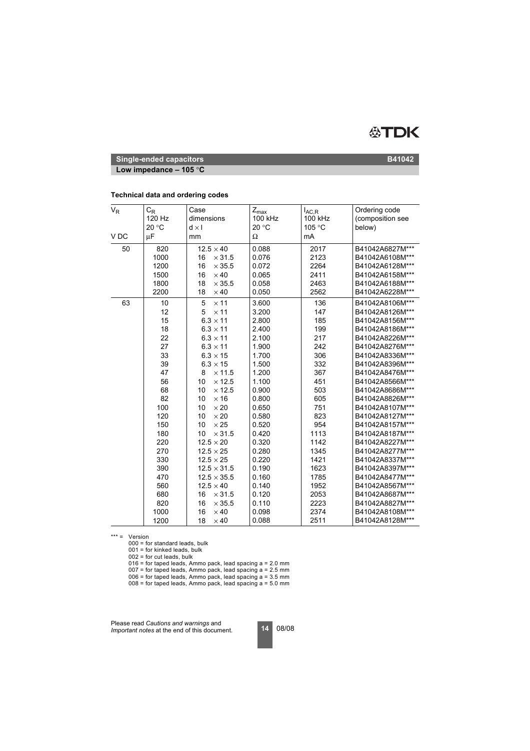## Single-ended capacitors

**B41042**

**Low impedance – 105 °C**

### Technical data and ordering codes

| $V_R$ | $C_R$ 120 Hz 20 °C | Case dimensions $d \times l$ | $Z_{max}$ 100 kHz 20 °C | $I_{AC,R}$ 100 kHz 105 °C | Ordering code (composition see below) |
|---|---|---|---|---|---|
| V DC | µF | mm | Ω | mA | |
| 50 | 820 | 12.5 × 40 | 0.088 | 2017 | B41042A6827M*** |
| | 1000 | 16 × 31.5 | 0.076 | 2123 | B41042A6108M*** |
| | 1200 | 16 × 35.5 | 0.072 | 2264 | B41042A6128M*** |
| | 1500 | 16 × 40 | 0.065 | 2411 | B41042A6158M*** |
| | 1800 | 18 × 35.5 | 0.058 | 2463 | B41042A6188M*** |
| | 2200 | 18 × 40 | 0.050 | 2562 | B41042A6228M*** |
| 63 | 10 | 5 × 11 | 3.600 | 136 | B41042A8106M*** |
| | 12 | 5 × 11 | 3.200 | 147 | B41042A8126M*** |
| | 15 | 6.3 × 11 | 2.800 | 185 | B41042A8156M*** |
| | 18 | 6.3 × 11 | 2.400 | 199 | B41042A8186M*** |
| | 22 | 6.3 × 11 | 2.100 | 217 | B41042A8226M*** |
| | 27 | 6.3 × 11 | 1.900 | 242 | B41042A8276M*** |
| | 33 | 6.3 × 15 | 1.700 | 306 | B41042A8336M*** |
| | 39 | 6.3 × 15 | 1.500 | 332 | B41042A8396M*** |
| | 47 | 8 × 11.5 | 1.200 | 367 | B41042A8476M*** |
| | 56 | 10 × 12.5 | 1.100 | 451 | B41042A8566M*** |
| | 68 | 10 × 12.5 | 0.900 | 503 | B41042A8686M*** |
| | 82 | 10 × 16 | 0.800 | 605 | B41042A8826M*** |
| | 100 | 10 × 20 | 0.650 | 751 | B41042A8107M*** |
| | 120 | 10 × 20 | 0.580 | 823 | B41042A8127M*** |
| | 150 | 10 × 25 | 0.520 | 954 | B41042A8157M*** |
| | 180 | 10 × 31.5 | 0.420 | 1113 | B41042A8187M*** |
| | 220 | 12.5 × 20 | 0.320 | 1142 | B41042A8227M*** |
| | 270 | 12.5 × 25 | 0.280 | 1345 | B41042A8277M*** |
| | 330 | 12.5 × 25 | 0.220 | 1421 | B41042A8337M*** |
| | 390 | 12.5 × 31.5 | 0.190 | 1623 | B41042A8397M*** |
| | 470 | 12.5 × 35.5 | 0.160 | 1785 | B41042A8477M*** |
| | 560 | 12.5 × 40 | 0.140 | 1952 | B41042A8567M*** |
| | 680 | 16 × 31.5 | 0.120 | 2053 | B41042A8687M*** |
| | 820 | 16 × 35.5 | 0.110 | 2223 | B41042A8827M*** |
| | 1000 | 16 × 40 | 0.098 | 2374 | B41042A8108M*** |
| | 1200 | 18 × 40 | 0.088 | 2511 | B41042A8128M*** |

*** = Version
- 000 = for standard leads, bulk
- 001 = for kinked leads, bulk
- 002 = for cut leads, bulk
- 016 = for taped leads, Ammo pack, lead spacing a = 2.0 mm
- 007 = for taped leads, Ammo pack, lead spacing a = 2.5 mm
- 006 = for taped leads, Ammo pack, lead spacing a = 3.5 mm
- 008 = for taped leads, Ammo pack, lead spacing a = 5.0 mm

Please read *Cautions and warnings* and *Important notes* at the end of this document.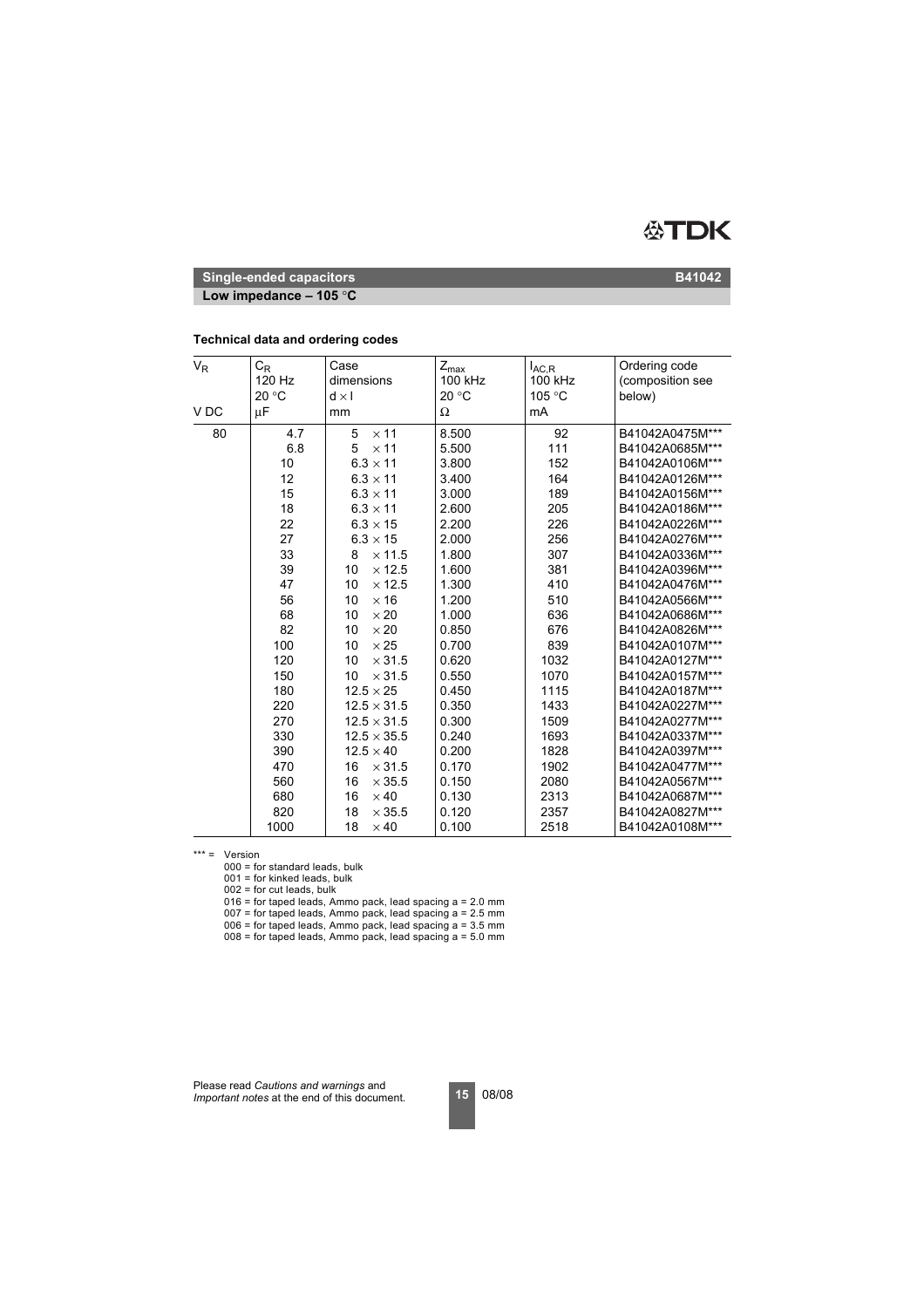**Single-ended capacitors** **B41042**

**Low impedance – 105 °C**

### Technical data and ordering codes

| $V_R$<br><br>V DC | $C_R$<br>120 Hz<br>20 °C<br>µF | Case dimensions<br>d × l<br>mm | $Z_{max}$<br>100 kHz<br>20 °C<br>Ω | $I_{AC,R}$<br>100 kHz<br>105 °C<br>mA | Ordering code (composition see below) |
|---|---|---|---|---|---|
| 80 | 4.7 | 5 × 11 | 8.500 | 92 | B41042A0475M*** |
| | 6.8 | 5 × 11 | 5.500 | 111 | B41042A0685M*** |
| | 10 | 6.3 × 11 | 3.800 | 152 | B41042A0106M*** |
| | 12 | 6.3 × 11 | 3.400 | 164 | B41042A0126M*** |
| | 15 | 6.3 × 11 | 3.000 | 189 | B41042A0156M*** |
| | 18 | 6.3 × 11 | 2.600 | 205 | B41042A0186M*** |
| | 22 | 6.3 × 15 | 2.200 | 226 | B41042A0226M*** |
| | 27 | 6.3 × 15 | 2.000 | 256 | B41042A0276M*** |
| | 33 | 8 × 11.5 | 1.800 | 307 | B41042A0336M*** |
| | 39 | 10 × 12.5 | 1.600 | 381 | B41042A0396M*** |
| | 47 | 10 × 12.5 | 1.300 | 410 | B41042A0476M*** |
| | 56 | 10 × 16 | 1.200 | 510 | B41042A0566M*** |
| | 68 | 10 × 20 | 1.000 | 636 | B41042A0686M*** |
| | 82 | 10 × 20 | 0.850 | 676 | B41042A0826M*** |
| | 100 | 10 × 25 | 0.700 | 839 | B41042A0107M*** |
| | 120 | 10 × 31.5 | 0.620 | 1032 | B41042A0127M*** |
| | 150 | 10 × 31.5 | 0.550 | 1070 | B41042A0157M*** |
| | 180 | 12.5 × 25 | 0.450 | 1115 | B41042A0187M*** |
| | 220 | 12.5 × 31.5 | 0.350 | 1433 | B41042A0227M*** |
| | 270 | 12.5 × 31.5 | 0.300 | 1509 | B41042A0277M*** |
| | 330 | 12.5 × 35.5 | 0.240 | 1693 | B41042A0337M*** |
| | 390 | 12.5 × 40 | 0.200 | 1828 | B41042A0397M*** |
| | 470 | 16 × 31.5 | 0.170 | 1902 | B41042A0477M*** |
| | 560 | 16 × 35.5 | 0.150 | 2080 | B41042A0567M*** |
| | 680 | 16 × 40 | 0.130 | 2313 | B41042A0687M*** |
| | 820 | 18 × 35.5 | 0.120 | 2357 | B41042A0827M*** |
| | 1000 | 18 × 40 | 0.100 | 2518 | B41042A0108M*** |

*** = Version
- 000 = for standard leads, bulk
- 001 = for kinked leads, bulk
- 002 = for cut leads, bulk
- 016 = for taped leads, Ammo pack, lead spacing a = 2.0 mm
- 007 = for taped leads, Ammo pack, lead spacing a = 2.5 mm
- 006 = for taped leads, Ammo pack, lead spacing a = 3.5 mm
- 008 = for taped leads, Ammo pack, lead spacing a = 5.0 mm

Please read *Cautions and warnings* and *Important notes* at the end of this document.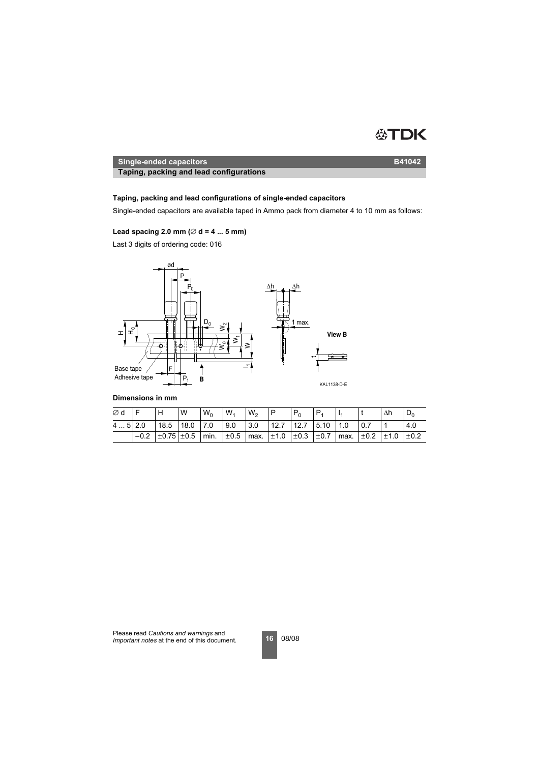## Single-ended capacitors

**B41042**

**Taping, packing and lead configurations**

### Taping, packing and lead configurations of single-ended capacitors

Single-ended capacitors are available taped in Ammo pack from diameter 4 to 10 mm as follows:

#### Lead spacing 2.0 mm (∅ d = 4 ... 5 mm)

Last 3 digits of ordering code: 016

**Dimensions in mm**

| ∅ d | F | H | W | $W_0$ | $W_1$ | $W_2$ | P | $P_0$ | $P_1$ | $l_1$ | t | Δh | $D_0$ |
|---|---|---|---|---|---|---|---|---|---|---|---|---|---|
| 4 ... 5 | 2.0 | 18.5 | 18.0 | 7.0 | 9.0 | 3.0 | 12.7 | 12.7 | 5.10 | 1.0 | 0.7 | 1 | 4.0 |
| | −0.2 | ±0.75 | ±0.5 | min. | ±0.5 | max. | ±1.0 | ±0.3 | ±0.7 | max. | ±0.2 | ±1.0 | ±0.2 |

Please read *Cautions and warnings* and *Important notes* at the end of this document.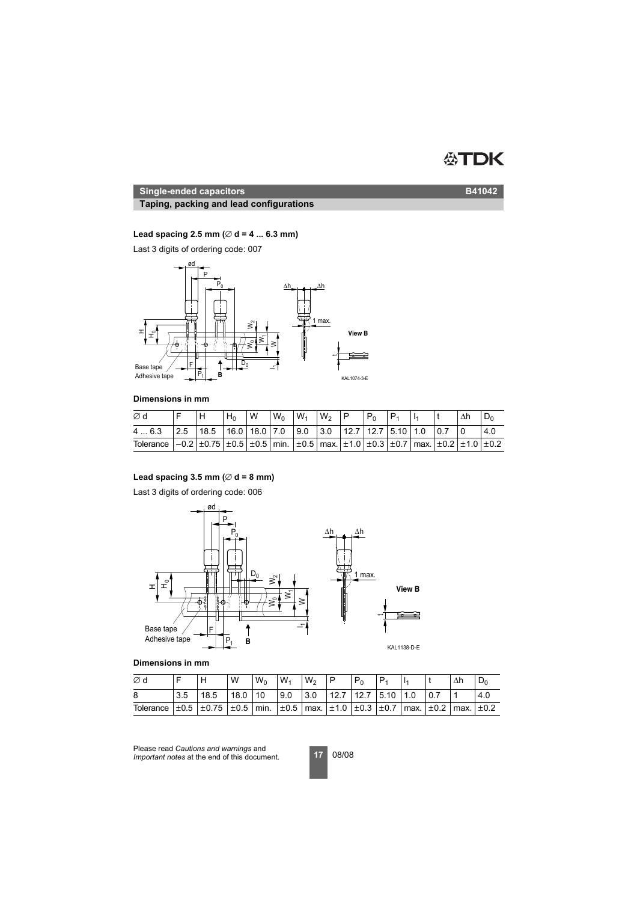## Single-ended capacitors

**B41042**

### Taping, packing and lead configurations

**Lead spacing 2.5 mm (∅ d = 4 ... 6.3 mm)**

Last 3 digits of ordering code: 007

KAL1074-3-E

**Dimensions in mm**

| ∅ d | F | H | $H_0$ | W | $W_0$ | $W_1$ | $W_2$ | P | $P_0$ | $P_1$ | $l_1$ | t | Δh | $D_0$ |
|---|---|---|---|---|---|---|---|---|---|---|---|---|---|---|
| 4 ... 6.3 | 2.5 | 18.5 | 16.0 | 18.0 | 7.0 | 9.0 | 3.0 | 12.7 | 12.7 | 5.10 | 1.0 | 0.7 | 0 | 4.0 |
| Tolerance | –0.2 | ±0.75 | ±0.5 | ±0.5 | min. | ±0.5 | max. | ±1.0 | ±0.3 | ±0.7 | max. | ±0.2 | ±1.0 | ±0.2 |

**Lead spacing 3.5 mm (∅ d = 8 mm)**

Last 3 digits of ordering code: 006

KAL1138-D-E

**Dimensions in mm**

| ∅ d | F | H | W | $W_0$ | $W_1$ | $W_2$ | P | $P_0$ | $P_1$ | $l_1$ | t | Δh | $D_0$ |
|---|---|---|---|---|---|---|---|---|---|---|---|---|---|
| 8 | 3.5 | 18.5 | 18.0 | 10 | 9.0 | 3.0 | 12.7 | 12.7 | 5.10 | 1.0 | 0.7 | 1 | 4.0 |
| Tolerance | ±0.5 | ±0.75 | ±0.5 | min. | ±0.5 | max. | ±1.0 | ±0.3 | ±0.7 | max. | ±0.2 | max. | ±0.2 |

Please read *Cautions and warnings* and *Important notes* at the end of this document.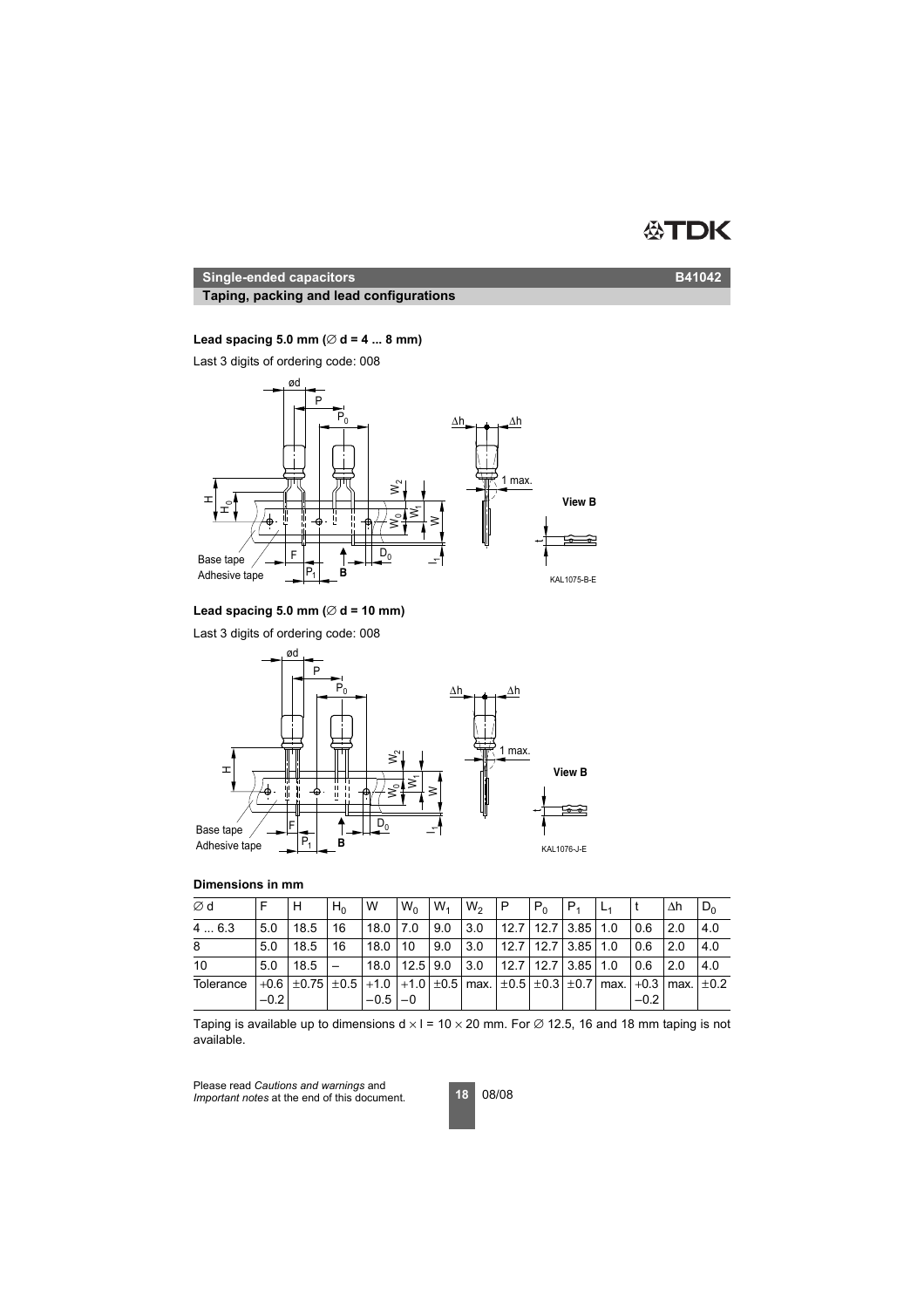## Single-ended capacitors — B41042

### Taping, packing and lead configurations

**Lead spacing 5.0 mm (∅ d = 4 ... 8 mm)**

Last 3 digits of ordering code: 008

KAL1075-B-E

**Lead spacing 5.0 mm (∅ d = 10 mm)**

Last 3 digits of ordering code: 008

KAL1076-J-E

**Dimensions in mm**

| ∅ d | F | H | $H_0$ | W | $W_0$ | $W_1$ | $W_2$ | P | $P_0$ | $P_1$ | $L_1$ | t | Δh | $D_0$ |
|---|---|---|---|---|---|---|---|---|---|---|---|---|---|---|
| 4 ... 6.3 | 5.0 | 18.5 | 16 | 18.0 | 7.0 | 9.0 | 3.0 | 12.7 | 12.7 | 3.85 | 1.0 | 0.6 | 2.0 | 4.0 |
| 8 | 5.0 | 18.5 | 16 | 18.0 | 10 | 9.0 | 3.0 | 12.7 | 12.7 | 3.85 | 1.0 | 0.6 | 2.0 | 4.0 |
| 10 | 5.0 | 18.5 | – | 18.0 | 12.5 | 9.0 | 3.0 | 12.7 | 12.7 | 3.85 | 1.0 | 0.6 | 2.0 | 4.0 |
| Tolerance | +0.6 −0.2 | ±0.75 | ±0.5 | +1.0 −0.5 | +1.0 −0 | ±0.5 | max. | ±0.5 | ±0.3 | ±0.7 | max. | +0.3 −0.2 | max. | ±0.2 |

Taping is available up to dimensions d × l = 10 × 20 mm. For ∅ 12.5, 16 and 18 mm taping is not available.

Please read *Cautions and warnings* and *Important notes* at the end of this document.

08/08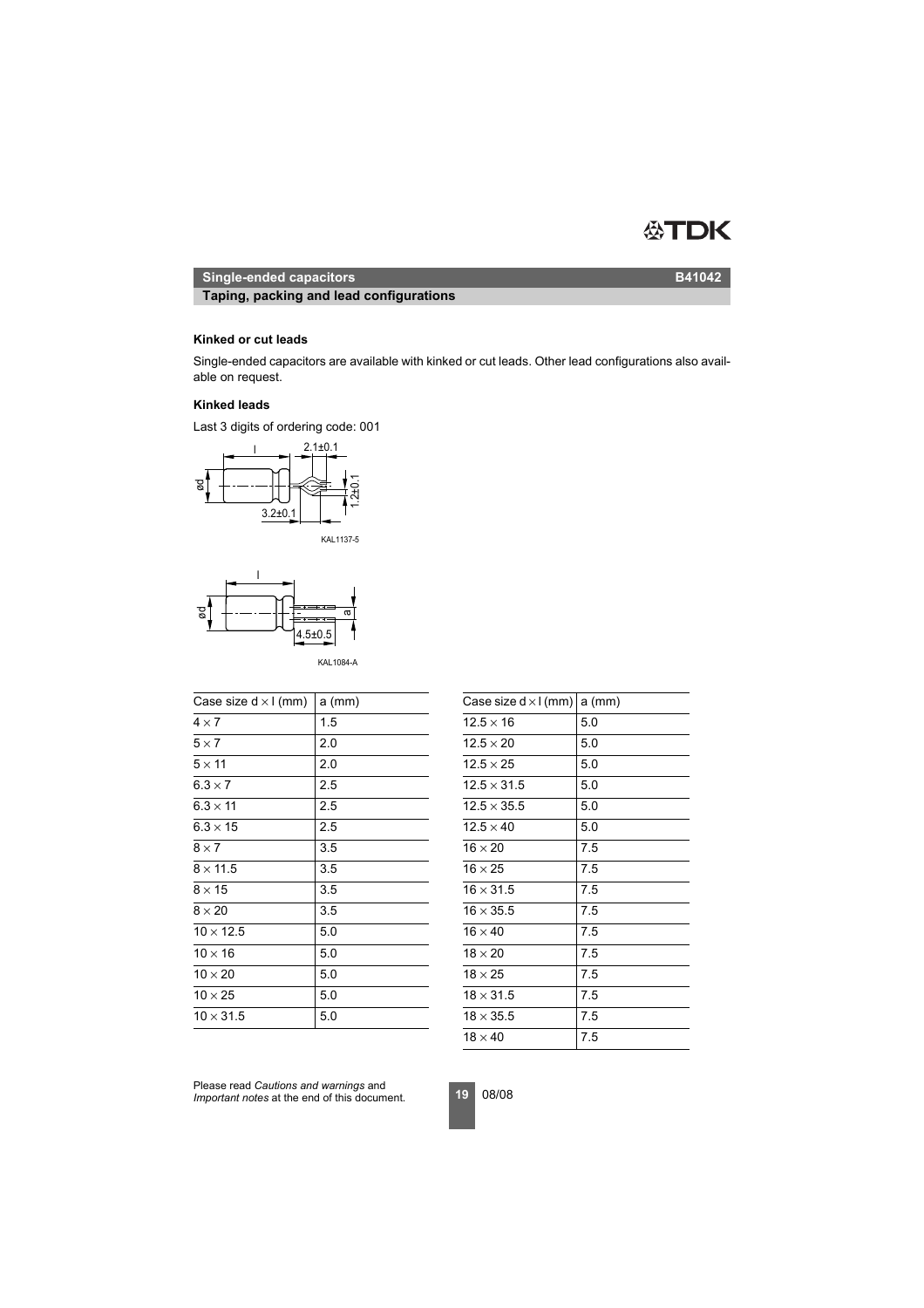## Single-ended capacitors

## Taping, packing and lead configurations

### Kinked or cut leads

Single-ended capacitors are available with kinked or cut leads. Other lead configurations also available on request.

### Kinked leads

Last 3 digits of ordering code: 001

KAL1137-5

KAL1084-A

| Case size d × l (mm) | a (mm) |
|---|---|
| 4 × 7 | 1.5 |
| 5 × 7 | 2.0 |
| 5 × 11 | 2.0 |
| 6.3 × 7 | 2.5 |
| 6.3 × 11 | 2.5 |
| 6.3 × 15 | 2.5 |
| 8 × 7 | 3.5 |
| 8 × 11.5 | 3.5 |
| 8 × 15 | 3.5 |
| 8 × 20 | 3.5 |
| 10 × 12.5 | 5.0 |
| 10 × 16 | 5.0 |
| 10 × 20 | 5.0 |
| 10 × 25 | 5.0 |
| 10 × 31.5 | 5.0 |

| Case size d × l (mm) | a (mm) |
|---|---|
| 12.5 × 16 | 5.0 |
| 12.5 × 20 | 5.0 |
| 12.5 × 25 | 5.0 |
| 12.5 × 31.5 | 5.0 |
| 12.5 × 35.5 | 5.0 |
| 12.5 × 40 | 5.0 |
| 16 × 20 | 7.5 |
| 16 × 25 | 7.5 |
| 16 × 31.5 | 7.5 |
| 16 × 35.5 | 7.5 |
| 16 × 40 | 7.5 |
| 18 × 20 | 7.5 |
| 18 × 25 | 7.5 |
| 18 × 31.5 | 7.5 |
| 18 × 35.5 | 7.5 |
| 18 × 40 | 7.5 |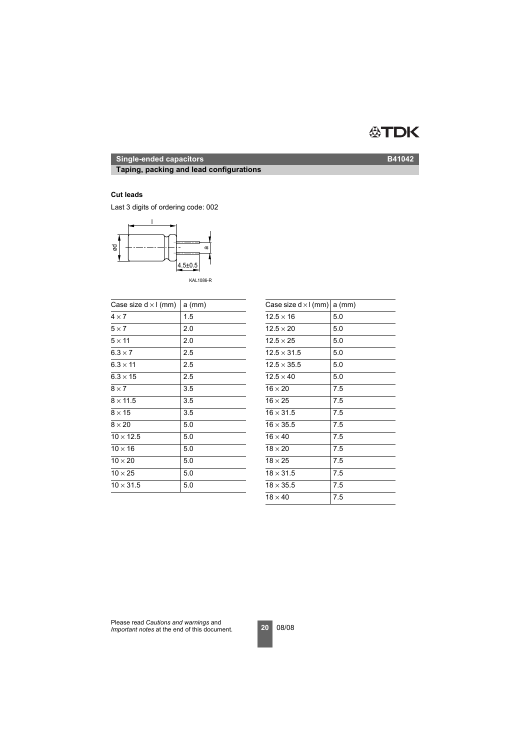## Single-ended capacitors B41042

### Taping, packing and lead configurations

**Cut leads**

Last 3 digits of ordering code: 002

KAL1086-R

| Case size d × l (mm) | a (mm) |
|---|---|
| 4 × 7 | 1.5 |
| 5 × 7 | 2.0 |
| 5 × 11 | 2.0 |
| 6.3 × 7 | 2.5 |
| 6.3 × 11 | 2.5 |
| 6.3 × 15 | 2.5 |
| 8 × 7 | 3.5 |
| 8 × 11.5 | 3.5 |
| 8 × 15 | 3.5 |
| 8 × 20 | 5.0 |
| 10 × 12.5 | 5.0 |
| 10 × 16 | 5.0 |
| 10 × 20 | 5.0 |
| 10 × 25 | 5.0 |
| 10 × 31.5 | 5.0 |

| Case size d × l (mm) | a (mm) |
|---|---|
| 12.5 × 16 | 5.0 |
| 12.5 × 20 | 5.0 |
| 12.5 × 25 | 5.0 |
| 12.5 × 31.5 | 5.0 |
| 12.5 × 35.5 | 5.0 |
| 12.5 × 40 | 5.0 |
| 16 × 20 | 7.5 |
| 16 × 25 | 7.5 |
| 16 × 31.5 | 7.5 |
| 16 × 35.5 | 7.5 |
| 16 × 40 | 7.5 |
| 18 × 20 | 7.5 |
| 18 × 25 | 7.5 |
| 18 × 31.5 | 7.5 |
| 18 × 35.5 | 7.5 |
| 18 × 40 | 7.5 |

Please read *Cautions and warnings* and *Important notes* at the end of this document.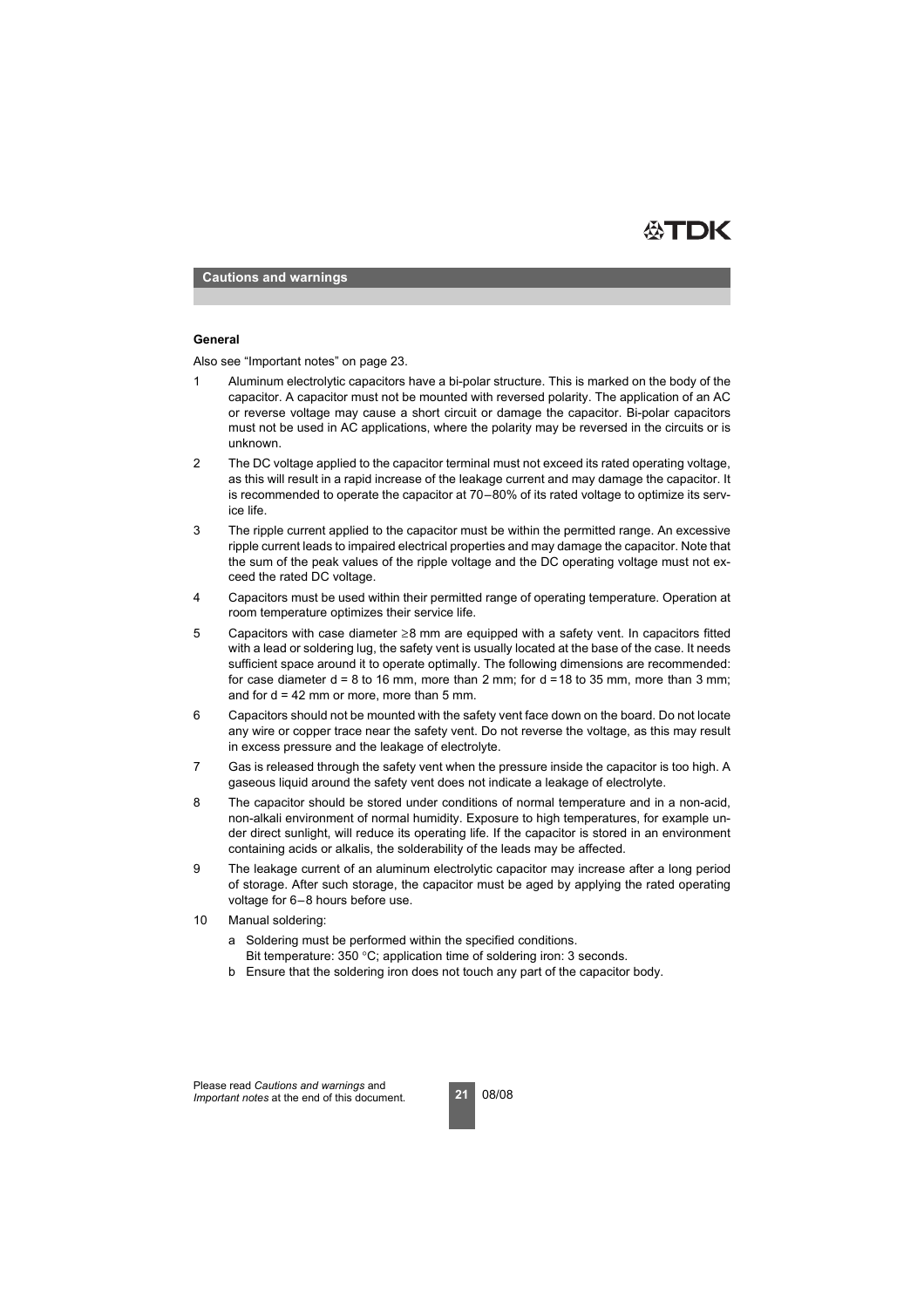## Cautions and warnings

### General

Also see "Important notes" on page 23.

1. Aluminum electrolytic capacitors have a bi-polar structure. This is marked on the body of the capacitor. A capacitor must not be mounted with reversed polarity. The application of an AC or reverse voltage may cause a short circuit or damage the capacitor. Bi-polar capacitors must not be used in AC applications, where the polarity may be reversed in the circuits or is unknown.
2. The DC voltage applied to the capacitor terminal must not exceed its rated operating voltage, as this will result in a rapid increase of the leakage current and may damage the capacitor. It is recommended to operate the capacitor at 70–80% of its rated voltage to optimize its service life.
3. The ripple current applied to the capacitor must be within the permitted range. An excessive ripple current leads to impaired electrical properties and may damage the capacitor. Note that the sum of the peak values of the ripple voltage and the DC operating voltage must not exceed the rated DC voltage.
4. Capacitors must be used within their permitted range of operating temperature. Operation at room temperature optimizes their service life.
5. Capacitors with case diameter ≥8 mm are equipped with a safety vent. In capacitors fitted with a lead or soldering lug, the safety vent is usually located at the base of the case. It needs sufficient space around it to operate optimally. The following dimensions are recommended: for case diameter d = 8 to 16 mm, more than 2 mm; for d = 18 to 35 mm, more than 3 mm; and for d = 42 mm or more, more than 5 mm.
6. Capacitors should not be mounted with the safety vent face down on the board. Do not locate any wire or copper trace near the safety vent. Do not reverse the voltage, as this may result in excess pressure and the leakage of electrolyte.
7. Gas is released through the safety vent when the pressure inside the capacitor is too high. A gaseous liquid around the safety vent does not indicate a leakage of electrolyte.
8. The capacitor should be stored under conditions of normal temperature and in a non-acid, non-alkali environment of normal humidity. Exposure to high temperatures, for example under direct sunlight, will reduce its operating life. If the capacitor is stored in an environment containing acids or alkalis, the solderability of the leads may be affected.
9. The leakage current of an aluminum electrolytic capacitor may increase after a long period of storage. After such storage, the capacitor must be aged by applying the rated operating voltage for 6–8 hours before use.
10. Manual soldering:
    a. Soldering must be performed within the specified conditions.
       Bit temperature: 350 °C; application time of soldering iron: 3 seconds.
    b. Ensure that the soldering iron does not touch any part of the capacitor body.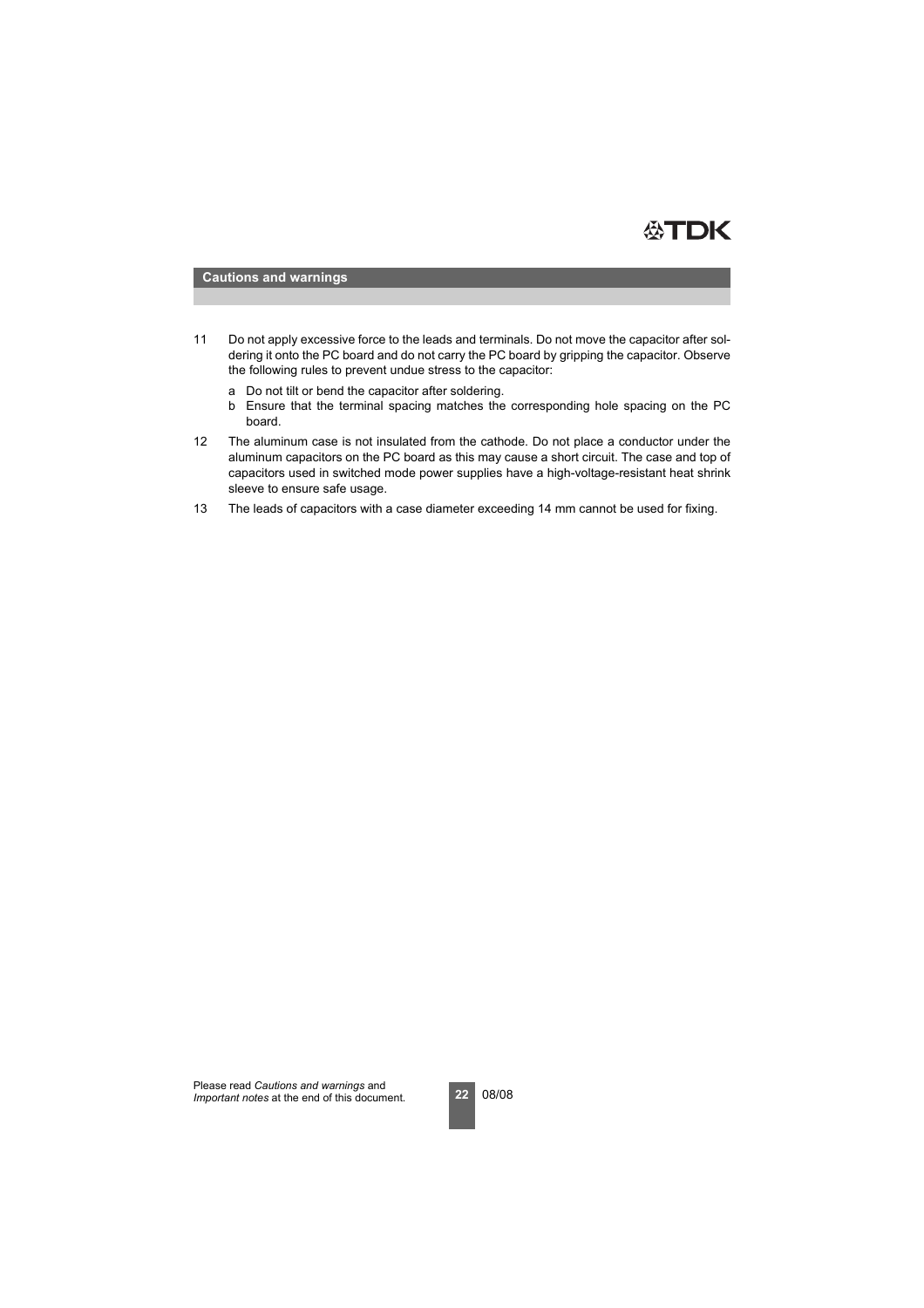## Cautions and warnings

11 Do not apply excessive force to the leads and terminals. Do not move the capacitor after soldering it onto the PC board and do not carry the PC board by gripping the capacitor. Observe the following rules to prevent undue stress to the capacitor:

   a Do not tilt or bend the capacitor after soldering.
   b Ensure that the terminal spacing matches the corresponding hole spacing on the PC board.

12 The aluminum case is not insulated from the cathode. Do not place a conductor under the aluminum capacitors on the PC board as this may cause a short circuit. The case and top of capacitors used in switched mode power supplies have a high-voltage-resistant heat shrink sleeve to ensure safe usage.

13 The leads of capacitors with a case diameter exceeding 14 mm cannot be used for fixing.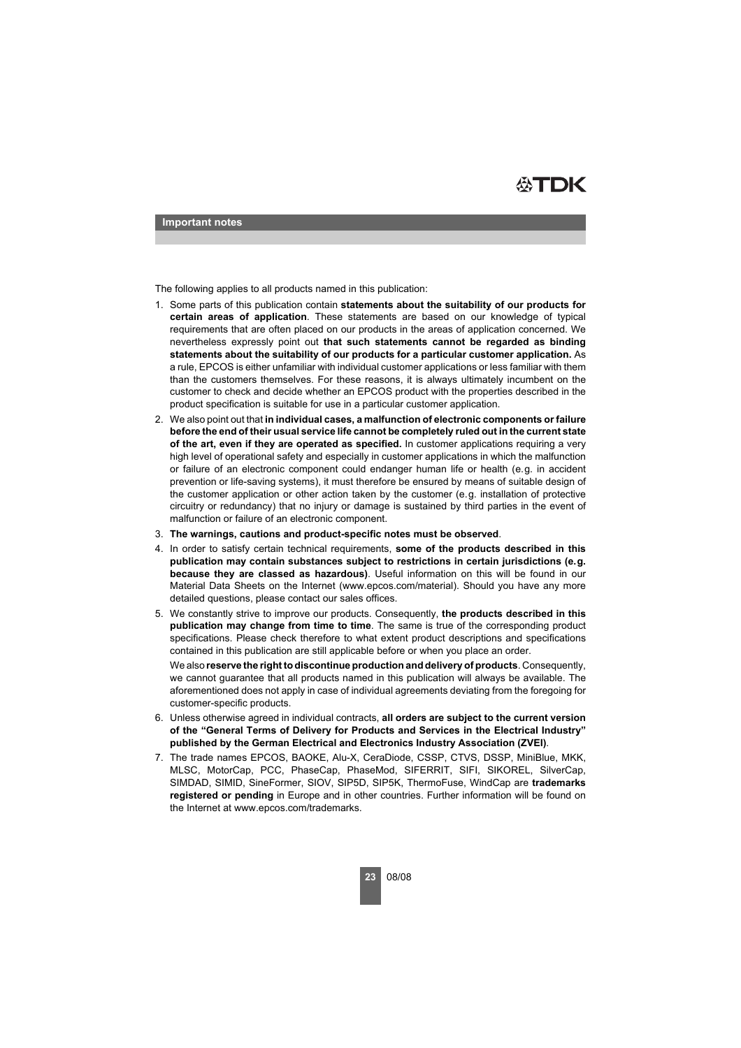## Important notes

The following applies to all products named in this publication:

1. Some parts of this publication contain **statements about the suitability of our products for certain areas of application**. These statements are based on our knowledge of typical requirements that are often placed on our products in the areas of application concerned. We nevertheless expressly point out **that such statements cannot be regarded as binding statements about the suitability of our products for a particular customer application.** As a rule, EPCOS is either unfamiliar with individual customer applications or less familiar with them than the customers themselves. For these reasons, it is always ultimately incumbent on the customer to check and decide whether an EPCOS product with the properties described in the product specification is suitable for use in a particular customer application.
2. We also point out that **in individual cases, a malfunction of electronic components or failure before the end of their usual service life cannot be completely ruled out in the current state of the art, even if they are operated as specified.** In customer applications requiring a very high level of operational safety and especially in customer applications in which the malfunction or failure of an electronic component could endanger human life or health (e.g. in accident prevention or life-saving systems), it must therefore be ensured by means of suitable design of the customer application or other action taken by the customer (e.g. installation of protective circuitry or redundancy) that no injury or damage is sustained by third parties in the event of malfunction or failure of an electronic component.
3. **The warnings, cautions and product-specific notes must be observed**.
4. In order to satisfy certain technical requirements, **some of the products described in this publication may contain substances subject to restrictions in certain jurisdictions (e.g. because they are classed as hazardous)**. Useful information on this will be found in our Material Data Sheets on the Internet (www.epcos.com/material). Should you have any more detailed questions, please contact our sales offices.
5. We constantly strive to improve our products. Consequently, **the products described in this publication may change from time to time**. The same is true of the corresponding product specifications. Please check therefore to what extent product descriptions and specifications contained in this publication are still applicable before or when you place an order.

   We also **reserve the right to discontinue production and delivery of products**. Consequently, we cannot guarantee that all products named in this publication will always be available. The aforementioned does not apply in case of individual agreements deviating from the foregoing for customer-specific products.
6. Unless otherwise agreed in individual contracts, **all orders are subject to the current version of the "General Terms of Delivery for Products and Services in the Electrical Industry" published by the German Electrical and Electronics Industry Association (ZVEI)**.
7. The trade names EPCOS, BAOKE, Alu-X, CeraDiode, CSSP, CTVS, DSSP, MiniBlue, MKK, MLSC, MotorCap, PCC, PhaseCap, PhaseMod, SIFERRIT, SIFI, SIKOREL, SilverCap, SIMDAD, SIMID, SineFormer, SIOV, SIP5D, SIP5K, ThermoFuse, WindCap are **trademarks registered or pending** in Europe and in other countries. Further information will be found on the Internet at www.epcos.com/trademarks.

08/08